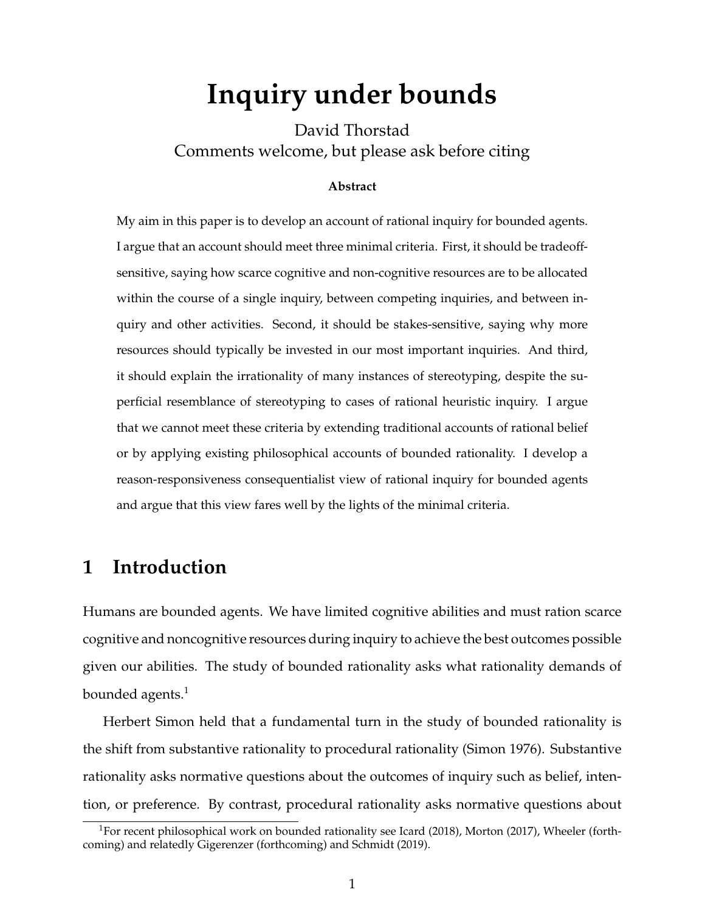# Inquiry under bounds

David Thorstad
Comments welcome, but please ask before citing

**Abstract**

My aim in this paper is to develop an account of rational inquiry for bounded agents. I argue that an account should meet three minimal criteria. First, it should be tradeoff-sensitive, saying how scarce cognitive and non-cognitive resources are to be allocated within the course of a single inquiry, between competing inquiries, and between inquiry and other activities. Second, it should be stakes-sensitive, saying why more resources should typically be invested in our most important inquiries. And third, it should explain the irrationality of many instances of stereotyping, despite the superficial resemblance of stereotyping to cases of rational heuristic inquiry. I argue that we cannot meet these criteria by extending traditional accounts of rational belief or by applying existing philosophical accounts of bounded rationality. I develop a reason-responsiveness consequentialist view of rational inquiry for bounded agents and argue that this view fares well by the lights of the minimal criteria.

## 1 Introduction

Humans are bounded agents. We have limited cognitive abilities and must ration scarce cognitive and noncognitive resources during inquiry to achieve the best outcomes possible given our abilities. The study of bounded rationality asks what rationality demands of bounded agents.[1]

Herbert Simon held that a fundamental turn in the study of bounded rationality is the shift from substantive rationality to procedural rationality (Simon 1976). Substantive rationality asks normative questions about the outcomes of inquiry such as belief, intention, or preference. By contrast, procedural rationality asks normative questions about

[1] For recent philosophical work on bounded rationality see Icard (2018), Morton (2017), Wheeler (forthcoming) and relatedly Gigerenzer (forthcoming) and Schmidt (2019).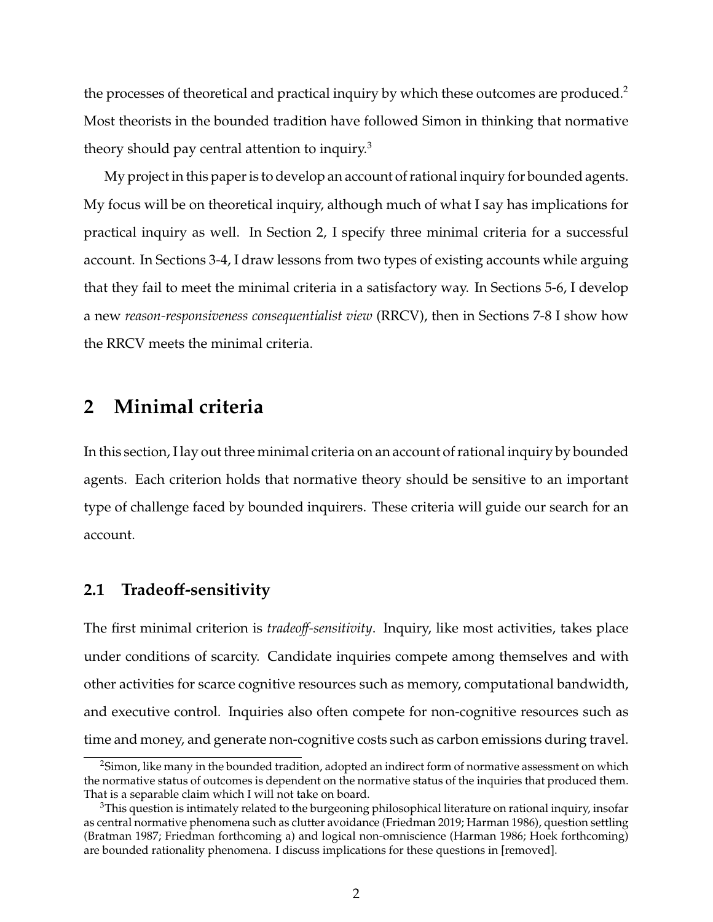the processes of theoretical and practical inquiry by which these outcomes are produced.[2] Most theorists in the bounded tradition have followed Simon in thinking that normative theory should pay central attention to inquiry.[3]

My project in this paper is to develop an account of rational inquiry for bounded agents. My focus will be on theoretical inquiry, although much of what I say has implications for practical inquiry as well. In Section 2, I specify three minimal criteria for a successful account. In Sections 3-4, I draw lessons from two types of existing accounts while arguing that they fail to meet the minimal criteria in a satisfactory way. In Sections 5-6, I develop a new *reason-responsiveness consequentialist view* (RRCV), then in Sections 7-8 I show how the RRCV meets the minimal criteria.

# 2 Minimal criteria

In this section, I lay out three minimal criteria on an account of rational inquiry by bounded agents. Each criterion holds that normative theory should be sensitive to an important type of challenge faced by bounded inquirers. These criteria will guide our search for an account.

## 2.1 Tradeoff-sensitivity

The first minimal criterion is *tradeoff-sensitivity*. Inquiry, like most activities, takes place under conditions of scarcity. Candidate inquiries compete among themselves and with other activities for scarce cognitive resources such as memory, computational bandwidth, and executive control. Inquiries also often compete for non-cognitive resources such as time and money, and generate non-cognitive costs such as carbon emissions during travel.

[2] Simon, like many in the bounded tradition, adopted an indirect form of normative assessment on which the normative status of outcomes is dependent on the normative status of the inquiries that produced them. That is a separable claim which I will not take on board.

[3] This question is intimately related to the burgeoning philosophical literature on rational inquiry, insofar as central normative phenomena such as clutter avoidance (Friedman 2019; Harman 1986), question settling (Bratman 1987; Friedman forthcoming a) and logical non-omniscience (Harman 1986; Hoek forthcoming) are bounded rationality phenomena. I discuss implications for these questions in [removed].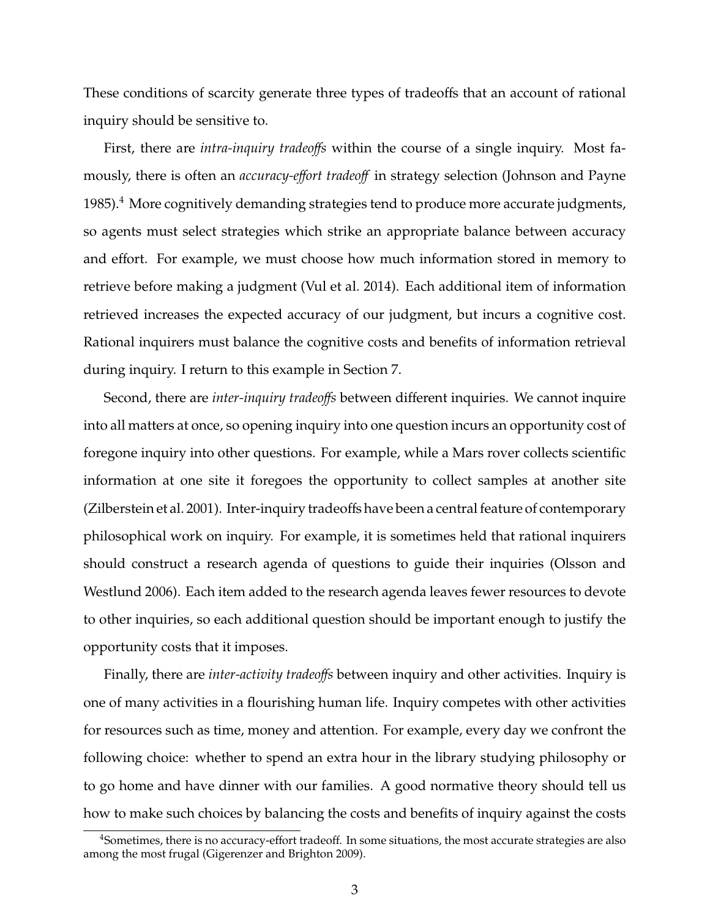These conditions of scarcity generate three types of tradeoffs that an account of rational inquiry should be sensitive to.

First, there are *intra-inquiry tradeoffs* within the course of a single inquiry. Most famously, there is often an *accuracy-effort tradeoff* in strategy selection (Johnson and Payne 1985).[4] More cognitively demanding strategies tend to produce more accurate judgments, so agents must select strategies which strike an appropriate balance between accuracy and effort. For example, we must choose how much information stored in memory to retrieve before making a judgment (Vul et al. 2014). Each additional item of information retrieved increases the expected accuracy of our judgment, but incurs a cognitive cost. Rational inquirers must balance the cognitive costs and benefits of information retrieval during inquiry. I return to this example in Section 7.

Second, there are *inter-inquiry tradeoffs* between different inquiries. We cannot inquire into all matters at once, so opening inquiry into one question incurs an opportunity cost of foregone inquiry into other questions. For example, while a Mars rover collects scientific information at one site it foregoes the opportunity to collect samples at another site (Zilberstein et al. 2001). Inter-inquiry tradeoffs have been a central feature of contemporary philosophical work on inquiry. For example, it is sometimes held that rational inquirers should construct a research agenda of questions to guide their inquiries (Olsson and Westlund 2006). Each item added to the research agenda leaves fewer resources to devote to other inquiries, so each additional question should be important enough to justify the opportunity costs that it imposes.

Finally, there are *inter-activity tradeoffs* between inquiry and other activities. Inquiry is one of many activities in a flourishing human life. Inquiry competes with other activities for resources such as time, money and attention. For example, every day we confront the following choice: whether to spend an extra hour in the library studying philosophy or to go home and have dinner with our families. A good normative theory should tell us how to make such choices by balancing the costs and benefits of inquiry against the costs

[4] Sometimes, there is no accuracy-effort tradeoff. In some situations, the most accurate strategies are also among the most frugal (Gigerenzer and Brighton 2009).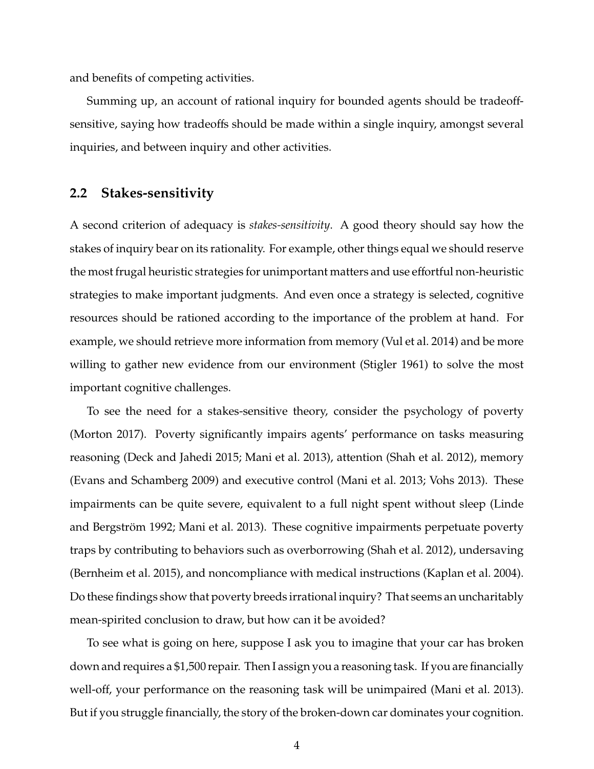and benefits of competing activities.

Summing up, an account of rational inquiry for bounded agents should be tradeoff-sensitive, saying how tradeoffs should be made within a single inquiry, amongst several inquiries, and between inquiry and other activities.

## 2.2 Stakes-sensitivity

A second criterion of adequacy is *stakes-sensitivity*. A good theory should say how the stakes of inquiry bear on its rationality. For example, other things equal we should reserve the most frugal heuristic strategies for unimportant matters and use effortful non-heuristic strategies to make important judgments. And even once a strategy is selected, cognitive resources should be rationed according to the importance of the problem at hand. For example, we should retrieve more information from memory (Vul et al. 2014) and be more willing to gather new evidence from our environment (Stigler 1961) to solve the most important cognitive challenges.

To see the need for a stakes-sensitive theory, consider the psychology of poverty (Morton 2017). Poverty significantly impairs agents' performance on tasks measuring reasoning (Deck and Jahedi 2015; Mani et al. 2013), attention (Shah et al. 2012), memory (Evans and Schamberg 2009) and executive control (Mani et al. 2013; Vohs 2013). These impairments can be quite severe, equivalent to a full night spent without sleep (Linde and Bergström 1992; Mani et al. 2013). These cognitive impairments perpetuate poverty traps by contributing to behaviors such as overborrowing (Shah et al. 2012), undersaving (Bernheim et al. 2015), and noncompliance with medical instructions (Kaplan et al. 2004). Do these findings show that poverty breeds irrational inquiry? That seems an uncharitably mean-spirited conclusion to draw, but how can it be avoided?

To see what is going on here, suppose I ask you to imagine that your car has broken down and requires a $1,500 repair. Then I assign you a reasoning task. If you are financially well-off, your performance on the reasoning task will be unimpaired (Mani et al. 2013). But if you struggle financially, the story of the broken-down car dominates your cognition.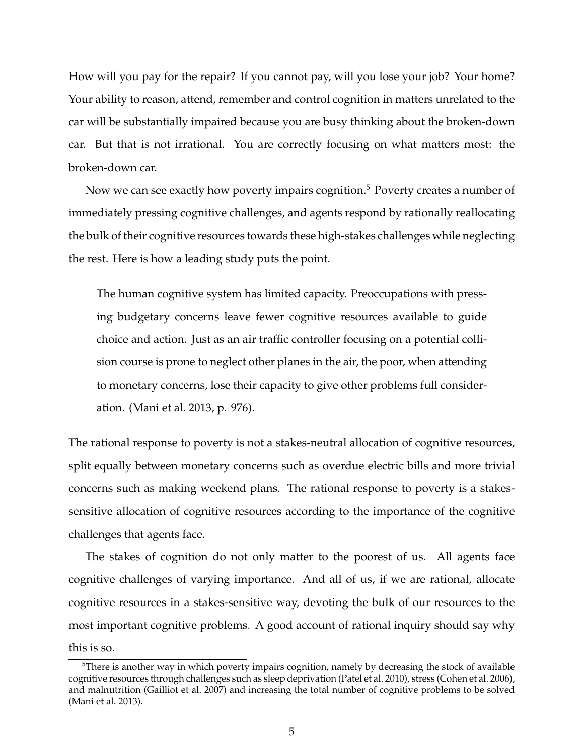How will you pay for the repair? If you cannot pay, will you lose your job? Your home? Your ability to reason, attend, remember and control cognition in matters unrelated to the car will be substantially impaired because you are busy thinking about the broken-down car. But that is not irrational. You are correctly focusing on what matters most: the broken-down car.

Now we can see exactly how poverty impairs cognition.[5] Poverty creates a number of immediately pressing cognitive challenges, and agents respond by rationally reallocating the bulk of their cognitive resources towards these high-stakes challenges while neglecting the rest. Here is how a leading study puts the point.

> The human cognitive system has limited capacity. Preoccupations with pressing budgetary concerns leave fewer cognitive resources available to guide choice and action. Just as an air traffic controller focusing on a potential collision course is prone to neglect other planes in the air, the poor, when attending to monetary concerns, lose their capacity to give other problems full consideration. (Mani et al. 2013, p. 976).

The rational response to poverty is not a stakes-neutral allocation of cognitive resources, split equally between monetary concerns such as overdue electric bills and more trivial concerns such as making weekend plans. The rational response to poverty is a stakes-sensitive allocation of cognitive resources according to the importance of the cognitive challenges that agents face.

The stakes of cognition do not only matter to the poorest of us. All agents face cognitive challenges of varying importance. And all of us, if we are rational, allocate cognitive resources in a stakes-sensitive way, devoting the bulk of our resources to the most important cognitive problems. A good account of rational inquiry should say why this is so.

[5] There is another way in which poverty impairs cognition, namely by decreasing the stock of available cognitive resources through challenges such as sleep deprivation (Patel et al. 2010), stress (Cohen et al. 2006), and malnutrition (Gailliot et al. 2007) and increasing the total number of cognitive problems to be solved (Mani et al. 2013).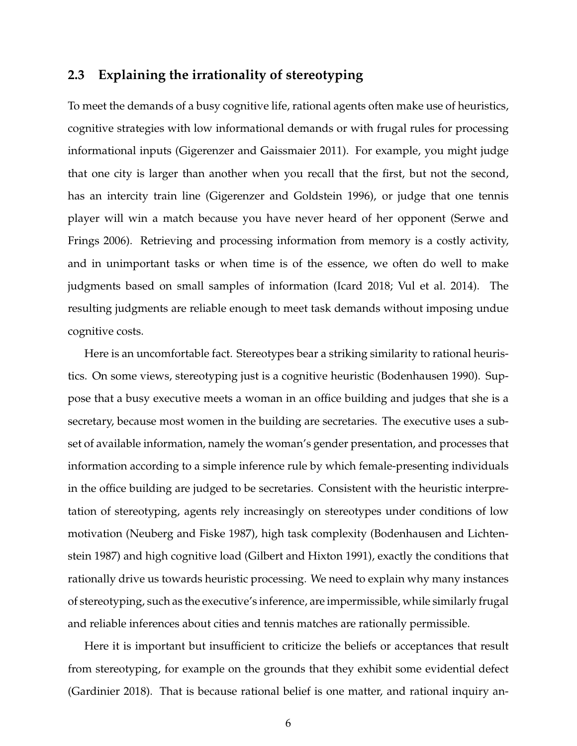### 2.3 Explaining the irrationality of stereotyping

To meet the demands of a busy cognitive life, rational agents often make use of heuristics, cognitive strategies with low informational demands or with frugal rules for processing informational inputs (Gigerenzer and Gaissmaier 2011). For example, you might judge that one city is larger than another when you recall that the first, but not the second, has an intercity train line (Gigerenzer and Goldstein 1996), or judge that one tennis player will win a match because you have never heard of her opponent (Serwe and Frings 2006). Retrieving and processing information from memory is a costly activity, and in unimportant tasks or when time is of the essence, we often do well to make judgments based on small samples of information (Icard 2018; Vul et al. 2014). The resulting judgments are reliable enough to meet task demands without imposing undue cognitive costs.

Here is an uncomfortable fact. Stereotypes bear a striking similarity to rational heuristics. On some views, stereotyping just is a cognitive heuristic (Bodenhausen 1990). Suppose that a busy executive meets a woman in an office building and judges that she is a secretary, because most women in the building are secretaries. The executive uses a subset of available information, namely the woman's gender presentation, and processes that information according to a simple inference rule by which female-presenting individuals in the office building are judged to be secretaries. Consistent with the heuristic interpretation of stereotyping, agents rely increasingly on stereotypes under conditions of low motivation (Neuberg and Fiske 1987), high task complexity (Bodenhausen and Lichtenstein 1987) and high cognitive load (Gilbert and Hixton 1991), exactly the conditions that rationally drive us towards heuristic processing. We need to explain why many instances of stereotyping, such as the executive's inference, are impermissible, while similarly frugal and reliable inferences about cities and tennis matches are rationally permissible.

Here it is important but insufficient to criticize the beliefs or acceptances that result from stereotyping, for example on the grounds that they exhibit some evidential defect (Gardinier 2018). That is because rational belief is one matter, and rational inquiry an-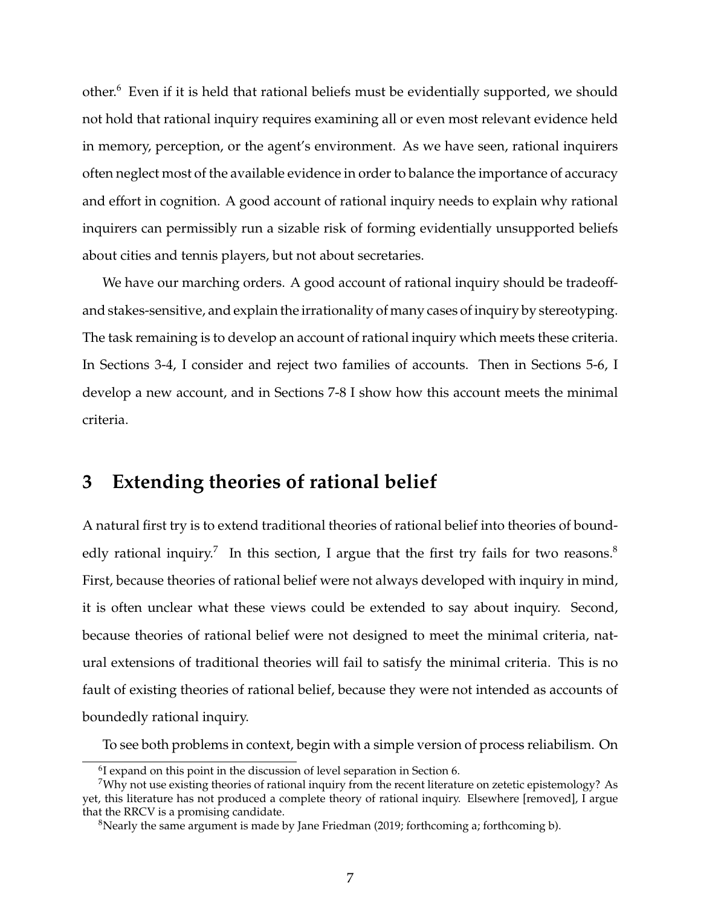other.[6] Even if it is held that rational beliefs must be evidentially supported, we should not hold that rational inquiry requires examining all or even most relevant evidence held in memory, perception, or the agent's environment. As we have seen, rational inquirers often neglect most of the available evidence in order to balance the importance of accuracy and effort in cognition. A good account of rational inquiry needs to explain why rational inquirers can permissibly run a sizable risk of forming evidentially unsupported beliefs about cities and tennis players, but not about secretaries.

We have our marching orders. A good account of rational inquiry should be tradeoff- and stakes-sensitive, and explain the irrationality of many cases of inquiry by stereotyping. The task remaining is to develop an account of rational inquiry which meets these criteria. In Sections 3-4, I consider and reject two families of accounts. Then in Sections 5-6, I develop a new account, and in Sections 7-8 I show how this account meets the minimal criteria.

## 3 Extending theories of rational belief

A natural first try is to extend traditional theories of rational belief into theories of boundedly rational inquiry.[7] In this section, I argue that the first try fails for two reasons.[8] First, because theories of rational belief were not always developed with inquiry in mind, it is often unclear what these views could be extended to say about inquiry. Second, because theories of rational belief were not designed to meet the minimal criteria, natural extensions of traditional theories will fail to satisfy the minimal criteria. This is no fault of existing theories of rational belief, because they were not intended as accounts of boundedly rational inquiry.

To see both problems in context, begin with a simple version of process reliabilism. On

[6] I expand on this point in the discussion of level separation in Section 6.

[7] Why not use existing theories of rational inquiry from the recent literature on zetetic epistemology? As yet, this literature has not produced a complete theory of rational inquiry. Elsewhere [removed], I argue that the RRCV is a promising candidate.

[8] Nearly the same argument is made by Jane Friedman (2019; forthcoming a; forthcoming b).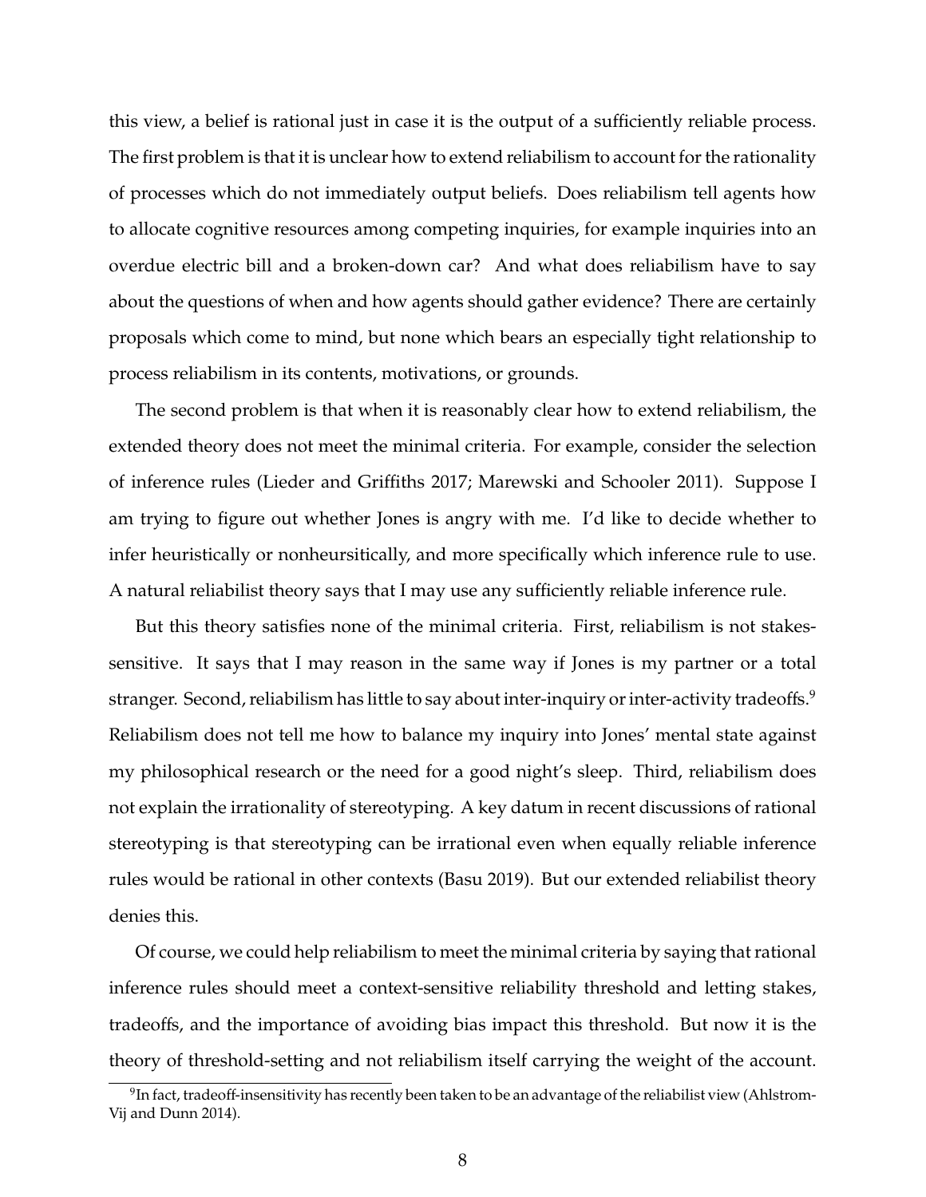this view, a belief is rational just in case it is the output of a sufficiently reliable process. The first problem is that it is unclear how to extend reliabilism to account for the rationality of processes which do not immediately output beliefs. Does reliabilism tell agents how to allocate cognitive resources among competing inquiries, for example inquiries into an overdue electric bill and a broken-down car? And what does reliabilism have to say about the questions of when and how agents should gather evidence? There are certainly proposals which come to mind, but none which bears an especially tight relationship to process reliabilism in its contents, motivations, or grounds.

The second problem is that when it is reasonably clear how to extend reliabilism, the extended theory does not meet the minimal criteria. For example, consider the selection of inference rules (Lieder and Griffiths 2017; Marewski and Schooler 2011). Suppose I am trying to figure out whether Jones is angry with me. I'd like to decide whether to infer heuristically or nonheursitically, and more specifically which inference rule to use. A natural reliabilist theory says that I may use any sufficiently reliable inference rule.

But this theory satisfies none of the minimal criteria. First, reliabilism is not stakes-sensitive. It says that I may reason in the same way if Jones is my partner or a total stranger. Second, reliabilism has little to say about inter-inquiry or inter-activity tradeoffs.[9] Reliabilism does not tell me how to balance my inquiry into Jones' mental state against my philosophical research or the need for a good night's sleep. Third, reliabilism does not explain the irrationality of stereotyping. A key datum in recent discussions of rational stereotyping is that stereotyping can be irrational even when equally reliable inference rules would be rational in other contexts (Basu 2019). But our extended reliabilist theory denies this.

Of course, we could help reliabilism to meet the minimal criteria by saying that rational inference rules should meet a context-sensitive reliability threshold and letting stakes, tradeoffs, and the importance of avoiding bias impact this threshold. But now it is the theory of threshold-setting and not reliabilism itself carrying the weight of the account.

[9] In fact, tradeoff-insensitivity has recently been taken to be an advantage of the reliabilist view (Ahlstrom-Vij and Dunn 2014).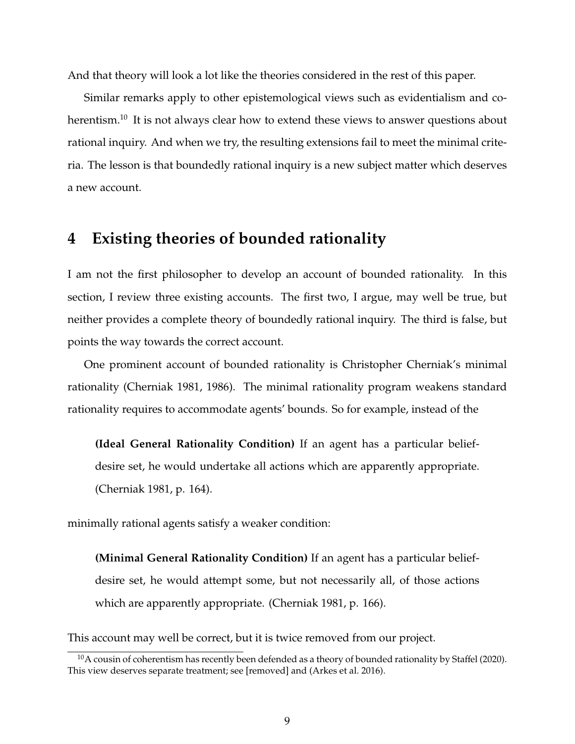And that theory will look a lot like the theories considered in the rest of this paper.

Similar remarks apply to other epistemological views such as evidentialism and coherentism.[10] It is not always clear how to extend these views to answer questions about rational inquiry. And when we try, the resulting extensions fail to meet the minimal criteria. The lesson is that boundedly rational inquiry is a new subject matter which deserves a new account.

## 4 Existing theories of bounded rationality

I am not the first philosopher to develop an account of bounded rationality. In this section, I review three existing accounts. The first two, I argue, may well be true, but neither provides a complete theory of boundedly rational inquiry. The third is false, but points the way towards the correct account.

One prominent account of bounded rationality is Christopher Cherniak's minimal rationality (Cherniak 1981, 1986). The minimal rationality program weakens standard rationality requires to accommodate agents' bounds. So for example, instead of the

> **(Ideal General Rationality Condition)** If an agent has a particular belief-desire set, he would undertake all actions which are apparently appropriate. (Cherniak 1981, p. 164).

minimally rational agents satisfy a weaker condition:

> **(Minimal General Rationality Condition)** If an agent has a particular belief-desire set, he would attempt some, but not necessarily all, of those actions which are apparently appropriate. (Cherniak 1981, p. 166).

This account may well be correct, but it is twice removed from our project.

[10] A cousin of coherentism has recently been defended as a theory of bounded rationality by Staffel (2020). This view deserves separate treatment; see [removed] and (Arkes et al. 2016).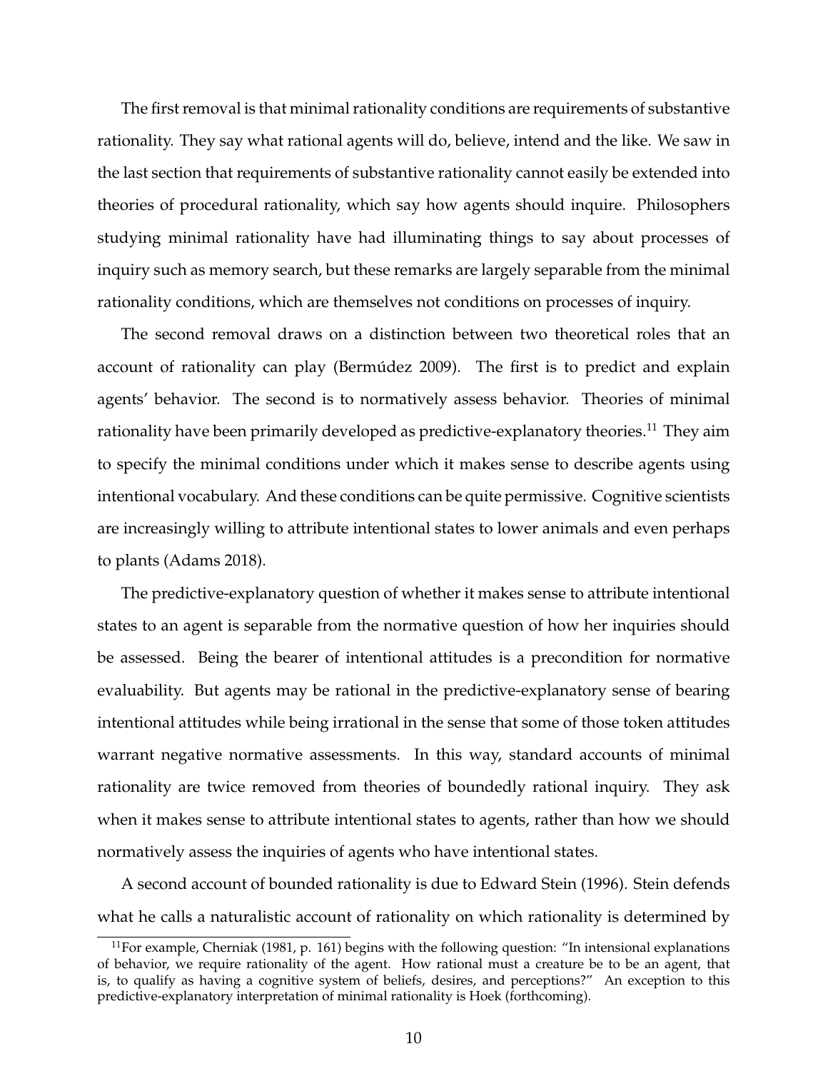The first removal is that minimal rationality conditions are requirements of substantive rationality. They say what rational agents will do, believe, intend and the like. We saw in the last section that requirements of substantive rationality cannot easily be extended into theories of procedural rationality, which say how agents should inquire. Philosophers studying minimal rationality have had illuminating things to say about processes of inquiry such as memory search, but these remarks are largely separable from the minimal rationality conditions, which are themselves not conditions on processes of inquiry.

The second removal draws on a distinction between two theoretical roles that an account of rationality can play (Bermúdez 2009). The first is to predict and explain agents' behavior. The second is to normatively assess behavior. Theories of minimal rationality have been primarily developed as predictive-explanatory theories.[11] They aim to specify the minimal conditions under which it makes sense to describe agents using intentional vocabulary. And these conditions can be quite permissive. Cognitive scientists are increasingly willing to attribute intentional states to lower animals and even perhaps to plants (Adams 2018).

The predictive-explanatory question of whether it makes sense to attribute intentional states to an agent is separable from the normative question of how her inquiries should be assessed. Being the bearer of intentional attitudes is a precondition for normative evaluability. But agents may be rational in the predictive-explanatory sense of bearing intentional attitudes while being irrational in the sense that some of those token attitudes warrant negative normative assessments. In this way, standard accounts of minimal rationality are twice removed from theories of boundedly rational inquiry. They ask when it makes sense to attribute intentional states to agents, rather than how we should normatively assess the inquiries of agents who have intentional states.

A second account of bounded rationality is due to Edward Stein (1996). Stein defends what he calls a naturalistic account of rationality on which rationality is determined by

[11] For example, Cherniak (1981, p. 161) begins with the following question: "In intensional explanations of behavior, we require rationality of the agent. How rational must a creature be to be an agent, that is, to qualify as having a cognitive system of beliefs, desires, and perceptions?" An exception to this predictive-explanatory interpretation of minimal rationality is Hoek (forthcoming).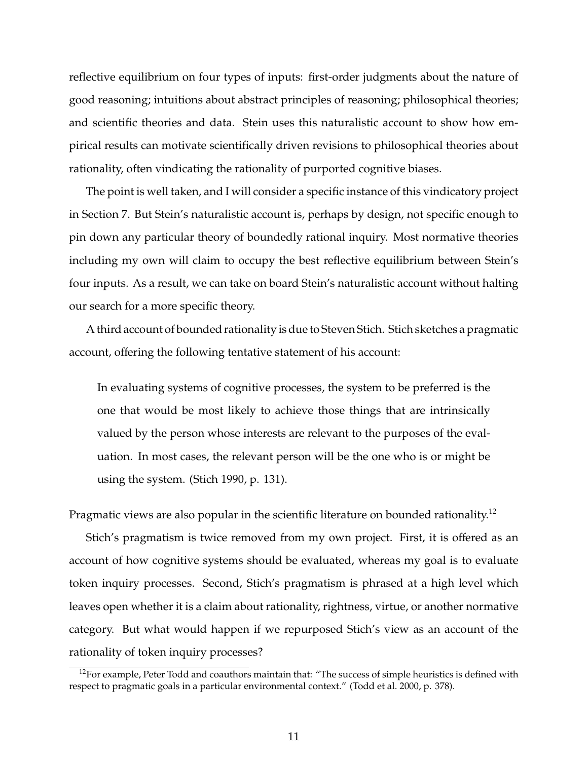reflective equilibrium on four types of inputs: first-order judgments about the nature of good reasoning; intuitions about abstract principles of reasoning; philosophical theories; and scientific theories and data. Stein uses this naturalistic account to show how empirical results can motivate scientifically driven revisions to philosophical theories about rationality, often vindicating the rationality of purported cognitive biases.

The point is well taken, and I will consider a specific instance of this vindicatory project in Section 7. But Stein's naturalistic account is, perhaps by design, not specific enough to pin down any particular theory of boundedly rational inquiry. Most normative theories including my own will claim to occupy the best reflective equilibrium between Stein's four inputs. As a result, we can take on board Stein's naturalistic account without halting our search for a more specific theory.

A third account of bounded rationality is due to Steven Stich. Stich sketches a pragmatic account, offering the following tentative statement of his account:

> In evaluating systems of cognitive processes, the system to be preferred is the one that would be most likely to achieve those things that are intrinsically valued by the person whose interests are relevant to the purposes of the evaluation. In most cases, the relevant person will be the one who is or might be using the system. (Stich 1990, p. 131).

Pragmatic views are also popular in the scientific literature on bounded rationality.[12]

Stich's pragmatism is twice removed from my own project. First, it is offered as an account of how cognitive systems should be evaluated, whereas my goal is to evaluate token inquiry processes. Second, Stich's pragmatism is phrased at a high level which leaves open whether it is a claim about rationality, rightness, virtue, or another normative category. But what would happen if we repurposed Stich's view as an account of the rationality of token inquiry processes?

[12]For example, Peter Todd and coauthors maintain that: "The success of simple heuristics is defined with respect to pragmatic goals in a particular environmental context." (Todd et al. 2000, p. 378).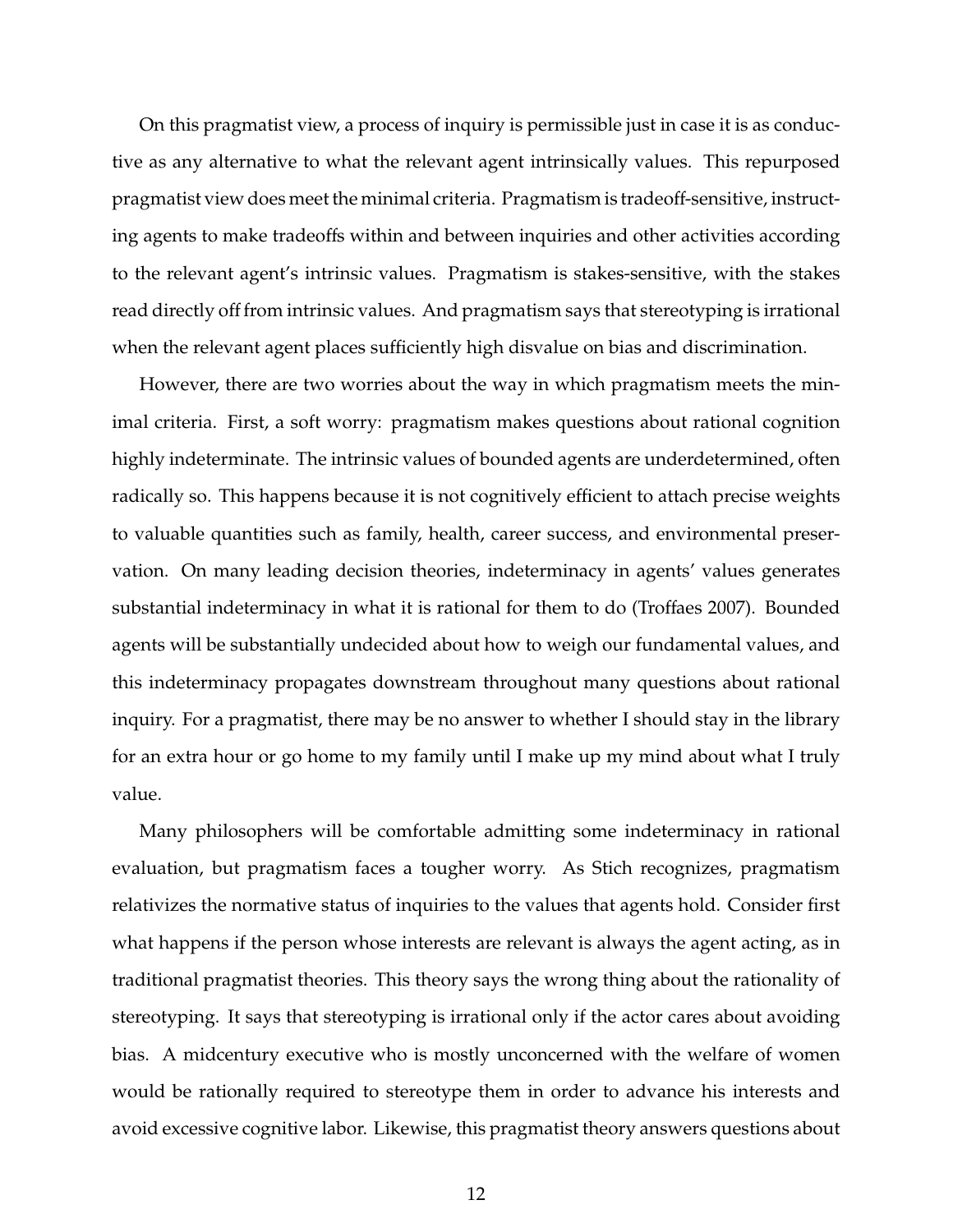On this pragmatist view, a process of inquiry is permissible just in case it is as conductive as any alternative to what the relevant agent intrinsically values. This repurposed pragmatist view does meet the minimal criteria. Pragmatism is tradeoff-sensitive, instructing agents to make tradeoffs within and between inquiries and other activities according to the relevant agent's intrinsic values. Pragmatism is stakes-sensitive, with the stakes read directly off from intrinsic values. And pragmatism says that stereotyping is irrational when the relevant agent places sufficiently high disvalue on bias and discrimination.

However, there are two worries about the way in which pragmatism meets the minimal criteria. First, a soft worry: pragmatism makes questions about rational cognition highly indeterminate. The intrinsic values of bounded agents are underdetermined, often radically so. This happens because it is not cognitively efficient to attach precise weights to valuable quantities such as family, health, career success, and environmental preservation. On many leading decision theories, indeterminacy in agents' values generates substantial indeterminacy in what it is rational for them to do (Troffaes 2007). Bounded agents will be substantially undecided about how to weigh our fundamental values, and this indeterminacy propagates downstream throughout many questions about rational inquiry. For a pragmatist, there may be no answer to whether I should stay in the library for an extra hour or go home to my family until I make up my mind about what I truly value.

Many philosophers will be comfortable admitting some indeterminacy in rational evaluation, but pragmatism faces a tougher worry. As Stich recognizes, pragmatism relativizes the normative status of inquiries to the values that agents hold. Consider first what happens if the person whose interests are relevant is always the agent acting, as in traditional pragmatist theories. This theory says the wrong thing about the rationality of stereotyping. It says that stereotyping is irrational only if the actor cares about avoiding bias. A midcentury executive who is mostly unconcerned with the welfare of women would be rationally required to stereotype them in order to advance his interests and avoid excessive cognitive labor. Likewise, this pragmatist theory answers questions about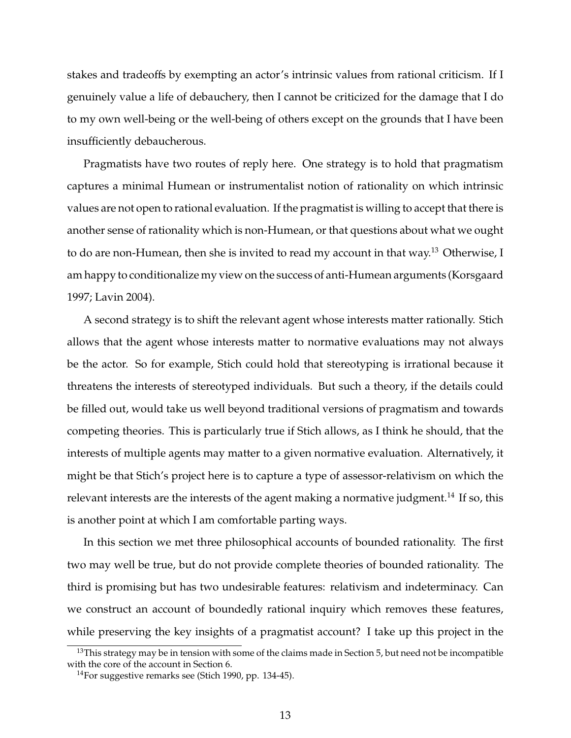stakes and tradeoffs by exempting an actor's intrinsic values from rational criticism. If I genuinely value a life of debauchery, then I cannot be criticized for the damage that I do to my own well-being or the well-being of others except on the grounds that I have been insufficiently debaucherous.

Pragmatists have two routes of reply here. One strategy is to hold that pragmatism captures a minimal Humean or instrumentalist notion of rationality on which intrinsic values are not open to rational evaluation. If the pragmatist is willing to accept that there is another sense of rationality which is non-Humean, or that questions about what we ought to do are non-Humean, then she is invited to read my account in that way.[13] Otherwise, I am happy to conditionalize my view on the success of anti-Humean arguments (Korsgaard 1997; Lavin 2004).

A second strategy is to shift the relevant agent whose interests matter rationally. Stich allows that the agent whose interests matter to normative evaluations may not always be the actor. So for example, Stich could hold that stereotyping is irrational because it threatens the interests of stereotyped individuals. But such a theory, if the details could be filled out, would take us well beyond traditional versions of pragmatism and towards competing theories. This is particularly true if Stich allows, as I think he should, that the interests of multiple agents may matter to a given normative evaluation. Alternatively, it might be that Stich's project here is to capture a type of assessor-relativism on which the relevant interests are the interests of the agent making a normative judgment.[14] If so, this is another point at which I am comfortable parting ways.

In this section we met three philosophical accounts of bounded rationality. The first two may well be true, but do not provide complete theories of bounded rationality. The third is promising but has two undesirable features: relativism and indeterminacy. Can we construct an account of boundedly rational inquiry which removes these features, while preserving the key insights of a pragmatist account? I take up this project in the

[13] This strategy may be in tension with some of the claims made in Section 5, but need not be incompatible with the core of the account in Section 6.

[14] For suggestive remarks see (Stich 1990, pp. 134-45).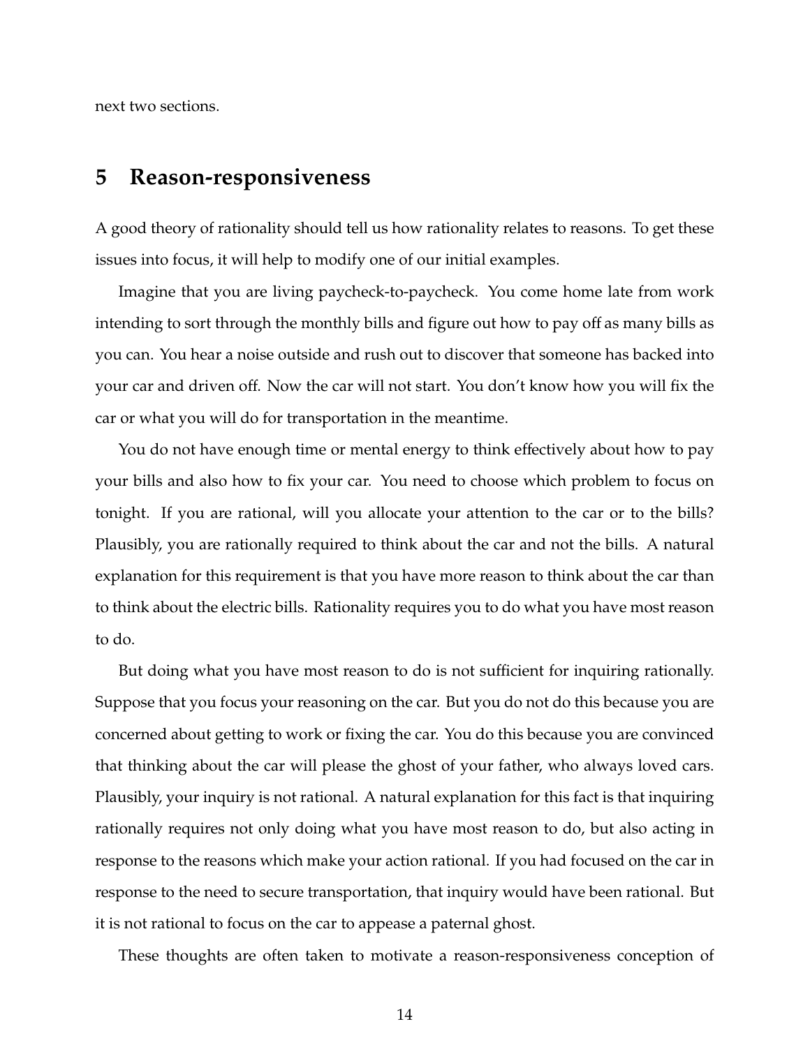next two sections.

## 5 Reason-responsiveness

A good theory of rationality should tell us how rationality relates to reasons. To get these issues into focus, it will help to modify one of our initial examples.

Imagine that you are living paycheck-to-paycheck. You come home late from work intending to sort through the monthly bills and figure out how to pay off as many bills as you can. You hear a noise outside and rush out to discover that someone has backed into your car and driven off. Now the car will not start. You don't know how you will fix the car or what you will do for transportation in the meantime.

You do not have enough time or mental energy to think effectively about how to pay your bills and also how to fix your car. You need to choose which problem to focus on tonight. If you are rational, will you allocate your attention to the car or to the bills? Plausibly, you are rationally required to think about the car and not the bills. A natural explanation for this requirement is that you have more reason to think about the car than to think about the electric bills. Rationality requires you to do what you have most reason to do.

But doing what you have most reason to do is not sufficient for inquiring rationally. Suppose that you focus your reasoning on the car. But you do not do this because you are concerned about getting to work or fixing the car. You do this because you are convinced that thinking about the car will please the ghost of your father, who always loved cars. Plausibly, your inquiry is not rational. A natural explanation for this fact is that inquiring rationally requires not only doing what you have most reason to do, but also acting in response to the reasons which make your action rational. If you had focused on the car in response to the need to secure transportation, that inquiry would have been rational. But it is not rational to focus on the car to appease a paternal ghost.

These thoughts are often taken to motivate a reason-responsiveness conception of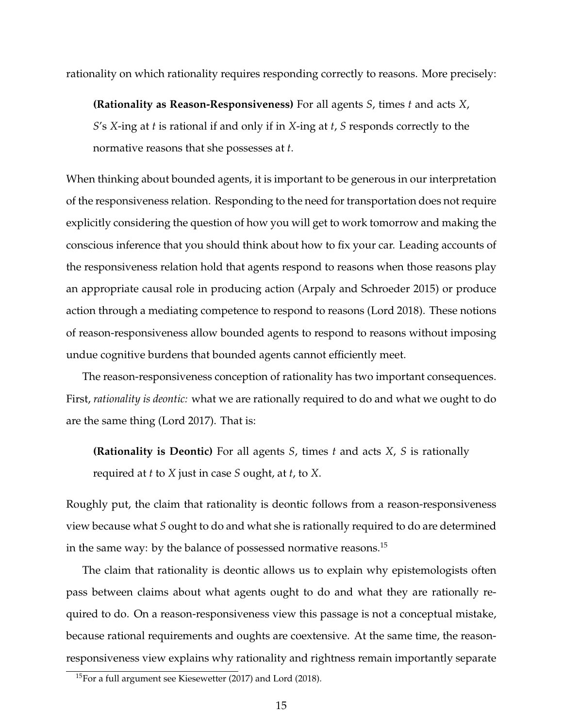rationality on which rationality requires responding correctly to reasons. More precisely:

> **(Rationality as Reason-Responsiveness)** For all agents *S*, times *t* and acts *X*, *S*'s *X*-ing at *t* is rational if and only if in *X*-ing at *t*, *S* responds correctly to the normative reasons that she possesses at *t*.

When thinking about bounded agents, it is important to be generous in our interpretation of the responsiveness relation. Responding to the need for transportation does not require explicitly considering the question of how you will get to work tomorrow and making the conscious inference that you should think about how to fix your car. Leading accounts of the responsiveness relation hold that agents respond to reasons when those reasons play an appropriate causal role in producing action (Arpaly and Schroeder 2015) or produce action through a mediating competence to respond to reasons (Lord 2018). These notions of reason-responsiveness allow bounded agents to respond to reasons without imposing undue cognitive burdens that bounded agents cannot efficiently meet.

The reason-responsiveness conception of rationality has two important consequences. First, *rationality is deontic:* what we are rationally required to do and what we ought to do are the same thing (Lord 2017). That is:

> **(Rationality is Deontic)** For all agents *S*, times *t* and acts *X*, *S* is rationally required at *t* to *X* just in case *S* ought, at *t*, to *X*.

Roughly put, the claim that rationality is deontic follows from a reason-responsiveness view because what *S* ought to do and what she is rationally required to do are determined in the same way: by the balance of possessed normative reasons.[15]

The claim that rationality is deontic allows us to explain why epistemologists often pass between claims about what agents ought to do and what they are rationally required to do. On a reason-responsiveness view this passage is not a conceptual mistake, because rational requirements and oughts are coextensive. At the same time, the reason-responsiveness view explains why rationality and rightness remain importantly separate

[15] For a full argument see Kiesewetter (2017) and Lord (2018).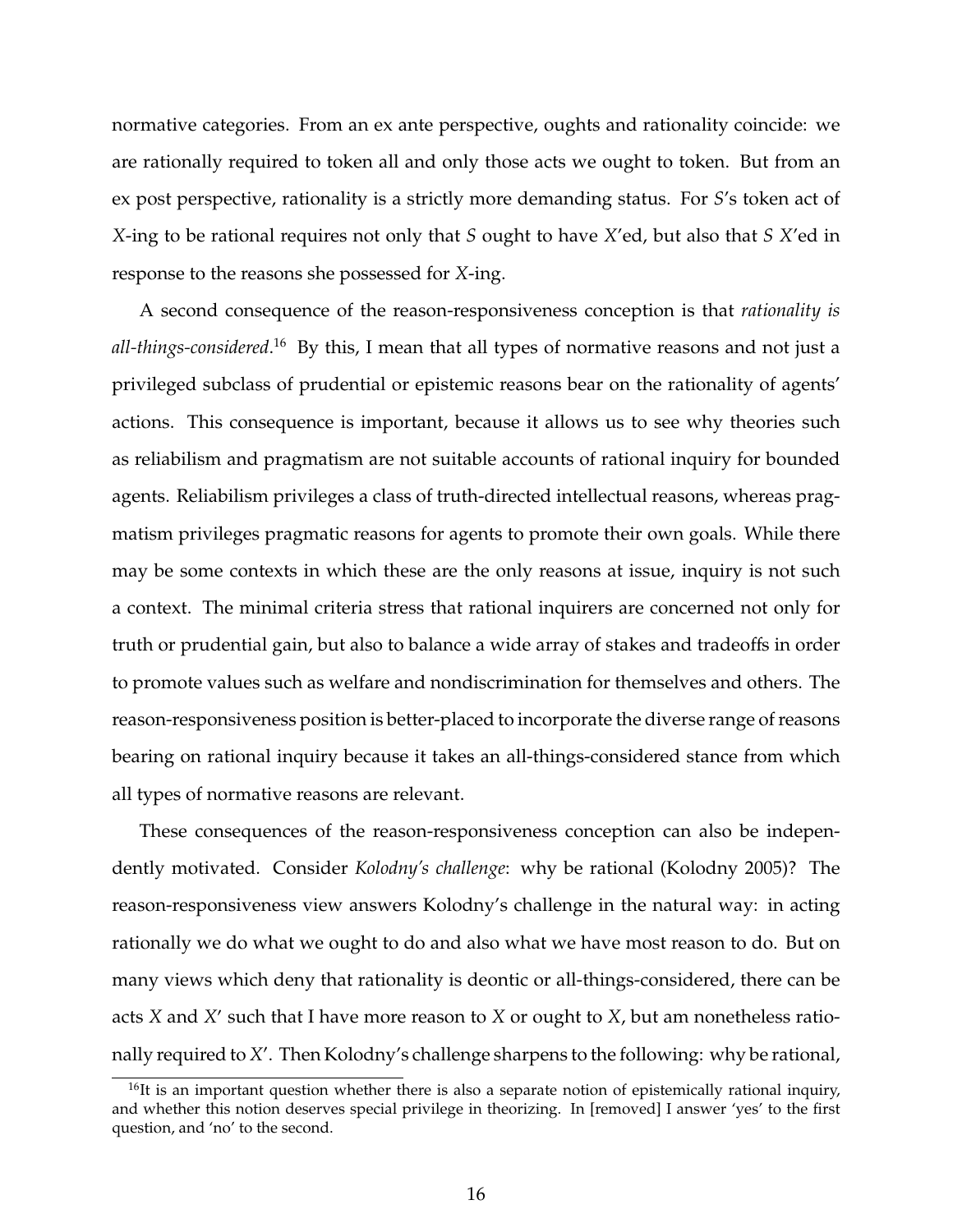normative categories. From an ex ante perspective, oughts and rationality coincide: we are rationally required to token all and only those acts we ought to token. But from an ex post perspective, rationality is a strictly more demanding status. For *S*'s token act of *X*-ing to be rational requires not only that *S* ought to have *X*'ed, but also that *S* *X*'ed in response to the reasons she possessed for *X*-ing.

A second consequence of the reason-responsiveness conception is that *rationality is all-things-considered*.[16] By this, I mean that all types of normative reasons and not just a privileged subclass of prudential or epistemic reasons bear on the rationality of agents' actions. This consequence is important, because it allows us to see why theories such as reliabilism and pragmatism are not suitable accounts of rational inquiry for bounded agents. Reliabilism privileges a class of truth-directed intellectual reasons, whereas pragmatism privileges pragmatic reasons for agents to promote their own goals. While there may be some contexts in which these are the only reasons at issue, inquiry is not such a context. The minimal criteria stress that rational inquirers are concerned not only for truth or prudential gain, but also to balance a wide array of stakes and tradeoffs in order to promote values such as welfare and nondiscrimination for themselves and others. The reason-responsiveness position is better-placed to incorporate the diverse range of reasons bearing on rational inquiry because it takes an all-things-considered stance from which all types of normative reasons are relevant.

These consequences of the reason-responsiveness conception can also be independently motivated. Consider *Kolodny's challenge*: why be rational (Kolodny 2005)? The reason-responsiveness view answers Kolodny's challenge in the natural way: in acting rationally we do what we ought to do and also what we have most reason to do. But on many views which deny that rationality is deontic or all-things-considered, there can be acts *X* and *X*′ such that I have more reason to *X* or ought to *X*, but am nonetheless rationally required to *X*′. Then Kolodny's challenge sharpens to the following: why be rational,

[16]It is an important question whether there is also a separate notion of epistemically rational inquiry, and whether this notion deserves special privilege in theorizing. In [removed] I answer 'yes' to the first question, and 'no' to the second.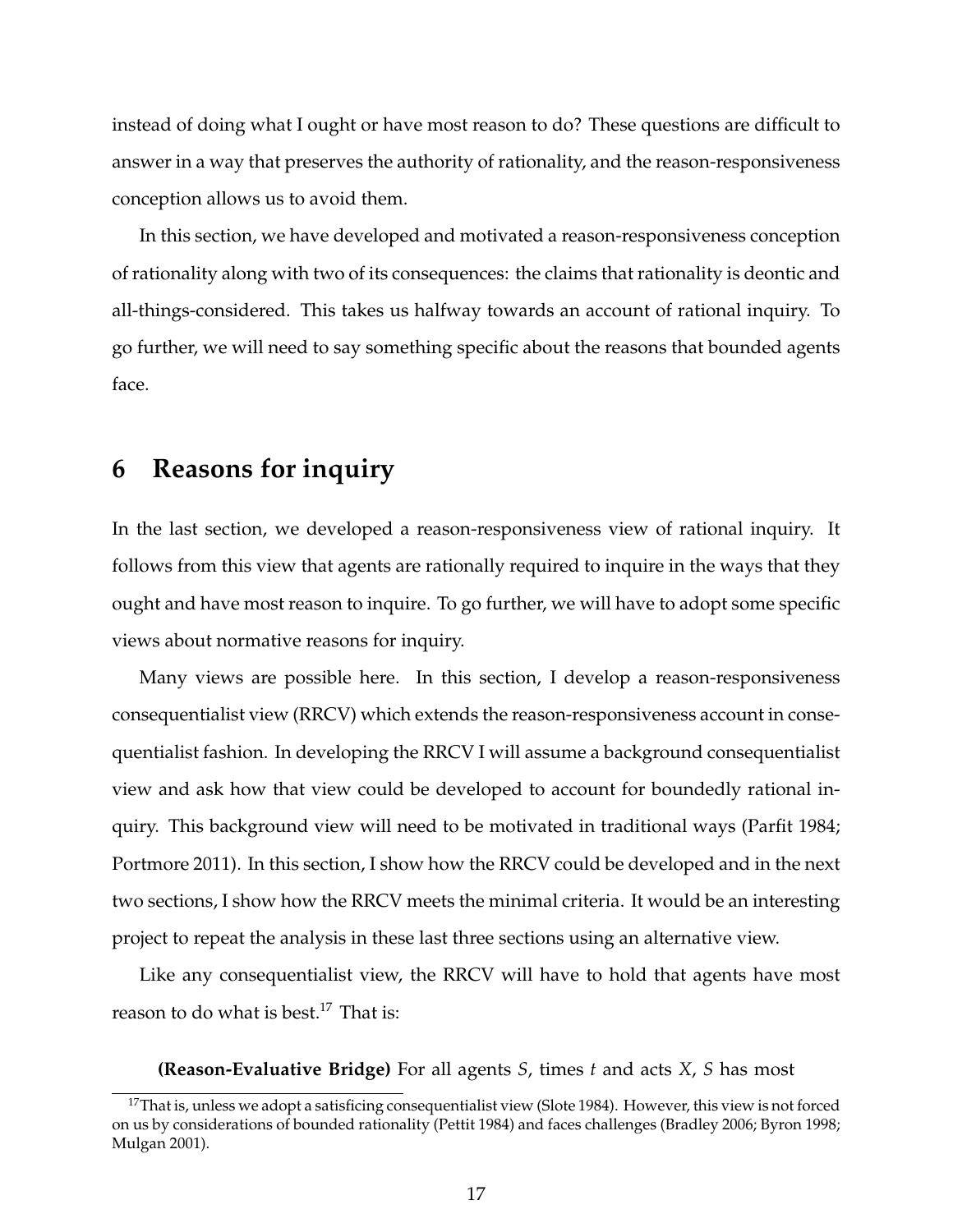instead of doing what I ought or have most reason to do? These questions are difficult to answer in a way that preserves the authority of rationality, and the reason-responsiveness conception allows us to avoid them.

In this section, we have developed and motivated a reason-responsiveness conception of rationality along with two of its consequences: the claims that rationality is deontic and all-things-considered. This takes us halfway towards an account of rational inquiry. To go further, we will need to say something specific about the reasons that bounded agents face.

## 6 Reasons for inquiry

In the last section, we developed a reason-responsiveness view of rational inquiry. It follows from this view that agents are rationally required to inquire in the ways that they ought and have most reason to inquire. To go further, we will have to adopt some specific views about normative reasons for inquiry.

Many views are possible here. In this section, I develop a reason-responsiveness consequentialist view (RRCV) which extends the reason-responsiveness account in consequentialist fashion. In developing the RRCV I will assume a background consequentialist view and ask how that view could be developed to account for boundedly rational inquiry. This background view will need to be motivated in traditional ways (Parfit 1984; Portmore 2011). In this section, I show how the RRCV could be developed and in the next two sections, I show how the RRCV meets the minimal criteria. It would be an interesting project to repeat the analysis in these last three sections using an alternative view.

Like any consequentialist view, the RRCV will have to hold that agents have most reason to do what is best.[17] That is:

**(Reason-Evaluative Bridge)** For all agents $S$, times $t$ and acts $X$, $S$ has most

[17] That is, unless we adopt a satisficing consequentialist view (Slote 1984). However, this view is not forced on us by considerations of bounded rationality (Pettit 1984) and faces challenges (Bradley 2006; Byron 1998; Mulgan 2001).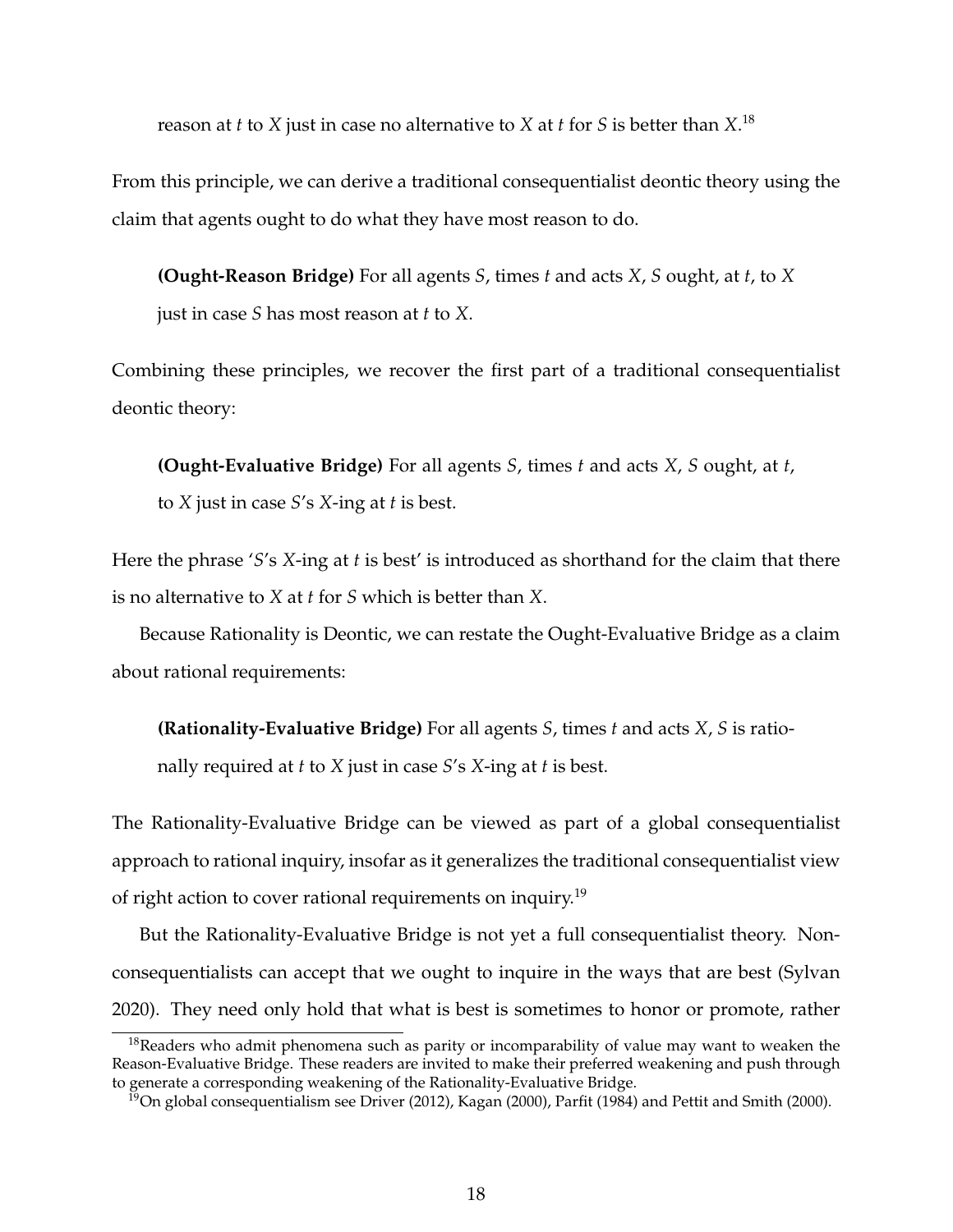reason at *t* to *X* just in case no alternative to *X* at *t* for *S* is better than *X*.[18]

From this principle, we can derive a traditional consequentialist deontic theory using the claim that agents ought to do what they have most reason to do.

> **(Ought-Reason Bridge)** For all agents *S*, times *t* and acts *X*, *S* ought, at *t*, to *X* just in case *S* has most reason at *t* to *X*.

Combining these principles, we recover the first part of a traditional consequentialist deontic theory:

> **(Ought-Evaluative Bridge)** For all agents *S*, times *t* and acts *X*, *S* ought, at *t*, to *X* just in case *S*'s *X*-ing at *t* is best.

Here the phrase '*S*'s *X*-ing at *t* is best' is introduced as shorthand for the claim that there is no alternative to *X* at *t* for *S* which is better than *X*.

Because Rationality is Deontic, we can restate the Ought-Evaluative Bridge as a claim about rational requirements:

> **(Rationality-Evaluative Bridge)** For all agents *S*, times *t* and acts *X*, *S* is rationally required at *t* to *X* just in case *S*'s *X*-ing at *t* is best.

The Rationality-Evaluative Bridge can be viewed as part of a global consequentialist approach to rational inquiry, insofar as it generalizes the traditional consequentialist view of right action to cover rational requirements on inquiry.[19]

But the Rationality-Evaluative Bridge is not yet a full consequentialist theory. Non-consequentialists can accept that we ought to inquire in the ways that are best (Sylvan 2020). They need only hold that what is best is sometimes to honor or promote, rather

[18] Readers who admit phenomena such as parity or incomparability of value may want to weaken the Reason-Evaluative Bridge. These readers are invited to make their preferred weakening and push through to generate a corresponding weakening of the Rationality-Evaluative Bridge.

[19] On global consequentialism see Driver (2012), Kagan (2000), Parfit (1984) and Pettit and Smith (2000).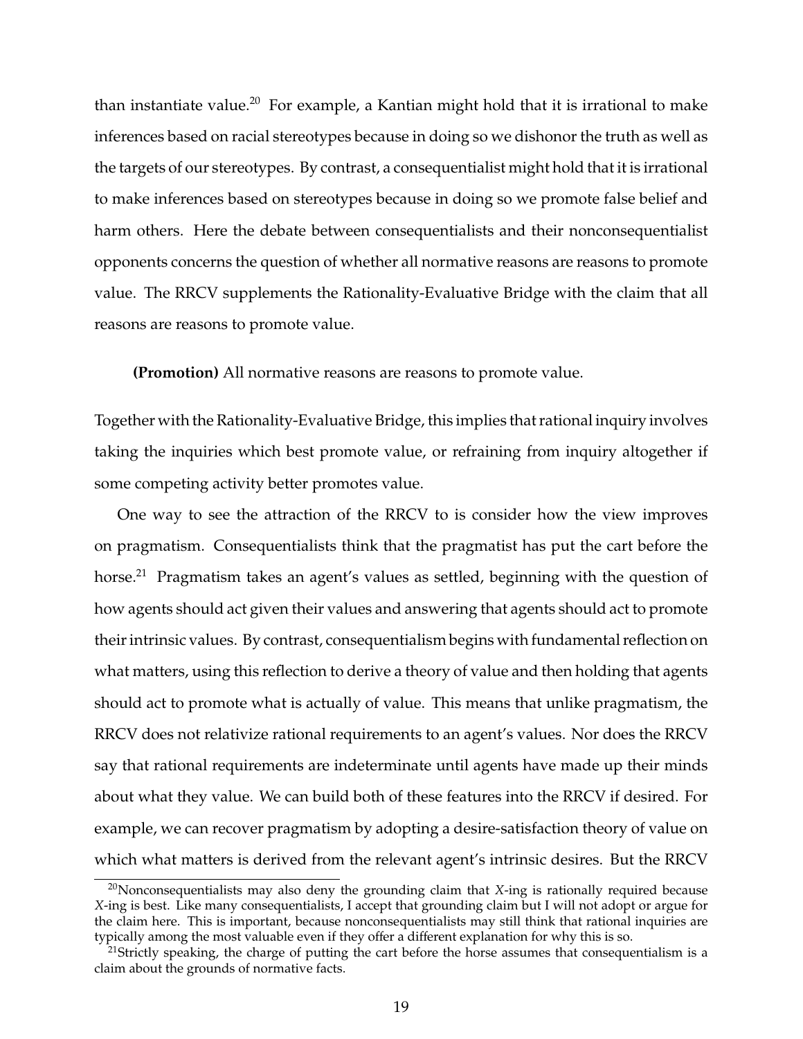than instantiate value.[20] For example, a Kantian might hold that it is irrational to make inferences based on racial stereotypes because in doing so we dishonor the truth as well as the targets of our stereotypes. By contrast, a consequentialist might hold that it is irrational to make inferences based on stereotypes because in doing so we promote false belief and harm others. Here the debate between consequentialists and their nonconsequentialist opponents concerns the question of whether all normative reasons are reasons to promote value. The RRCV supplements the Rationality-Evaluative Bridge with the claim that all reasons are reasons to promote value.

**(Promotion)** All normative reasons are reasons to promote value.

Together with the Rationality-Evaluative Bridge, this implies that rational inquiry involves taking the inquiries which best promote value, or refraining from inquiry altogether if some competing activity better promotes value.

One way to see the attraction of the RRCV to is consider how the view improves on pragmatism. Consequentialists think that the pragmatist has put the cart before the horse.[21] Pragmatism takes an agent's values as settled, beginning with the question of how agents should act given their values and answering that agents should act to promote their intrinsic values. By contrast, consequentialism begins with fundamental reflection on what matters, using this reflection to derive a theory of value and then holding that agents should act to promote what is actually of value. This means that unlike pragmatism, the RRCV does not relativize rational requirements to an agent's values. Nor does the RRCV say that rational requirements are indeterminate until agents have made up their minds about what they value. We can build both of these features into the RRCV if desired. For example, we can recover pragmatism by adopting a desire-satisfaction theory of value on which what matters is derived from the relevant agent's intrinsic desires. But the RRCV

[20] Nonconsequentialists may also deny the grounding claim that *X*-ing is rationally required because *X*-ing is best. Like many consequentialists, I accept that grounding claim but I will not adopt or argue for the claim here. This is important, because nonconsequentialists may still think that rational inquiries are typically among the most valuable even if they offer a different explanation for why this is so.

[21] Strictly speaking, the charge of putting the cart before the horse assumes that consequentialism is a claim about the grounds of normative facts.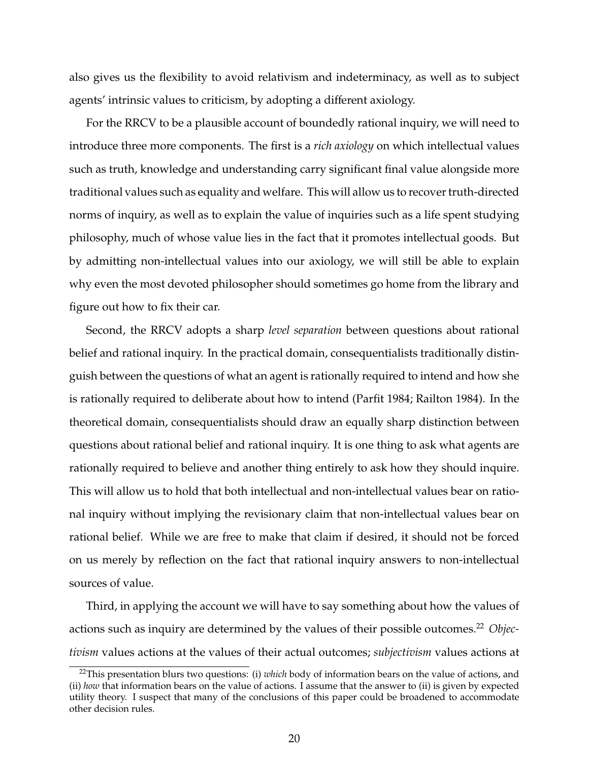also gives us the flexibility to avoid relativism and indeterminacy, as well as to subject agents' intrinsic values to criticism, by adopting a different axiology.

For the RRCV to be a plausible account of boundedly rational inquiry, we will need to introduce three more components. The first is a *rich axiology* on which intellectual values such as truth, knowledge and understanding carry significant final value alongside more traditional values such as equality and welfare. This will allow us to recover truth-directed norms of inquiry, as well as to explain the value of inquiries such as a life spent studying philosophy, much of whose value lies in the fact that it promotes intellectual goods. But by admitting non-intellectual values into our axiology, we will still be able to explain why even the most devoted philosopher should sometimes go home from the library and figure out how to fix their car.

Second, the RRCV adopts a sharp *level separation* between questions about rational belief and rational inquiry. In the practical domain, consequentialists traditionally distinguish between the questions of what an agent is rationally required to intend and how she is rationally required to deliberate about how to intend (Parfit 1984; Railton 1984). In the theoretical domain, consequentialists should draw an equally sharp distinction between questions about rational belief and rational inquiry. It is one thing to ask what agents are rationally required to believe and another thing entirely to ask how they should inquire. This will allow us to hold that both intellectual and non-intellectual values bear on rational inquiry without implying the revisionary claim that non-intellectual values bear on rational belief. While we are free to make that claim if desired, it should not be forced on us merely by reflection on the fact that rational inquiry answers to non-intellectual sources of value.

Third, in applying the account we will have to say something about how the values of actions such as inquiry are determined by the values of their possible outcomes.[22] *Objectivism* values actions at the values of their actual outcomes; *subjectivism* values actions at

[22] This presentation blurs two questions: (i) *which* body of information bears on the value of actions, and (ii) *how* that information bears on the value of actions. I assume that the answer to (ii) is given by expected utility theory. I suspect that many of the conclusions of this paper could be broadened to accommodate other decision rules.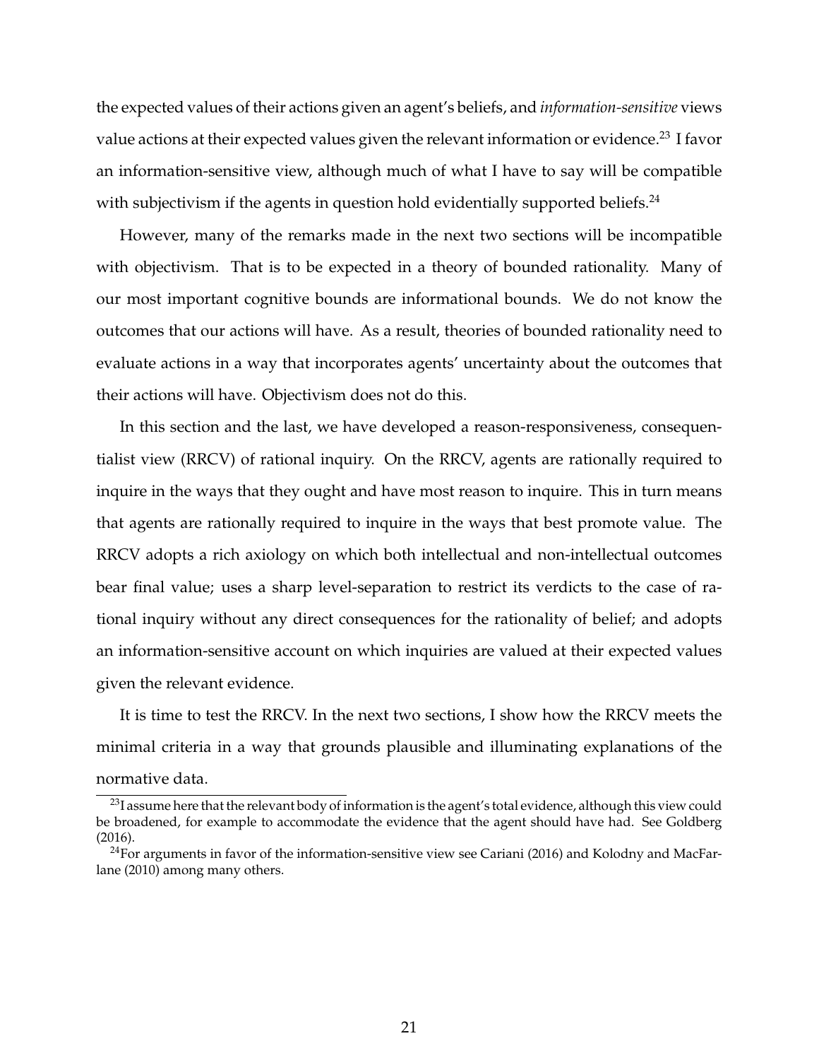the expected values of their actions given an agent's beliefs, and *information-sensitive* views value actions at their expected values given the relevant information or evidence.[23] I favor an information-sensitive view, although much of what I have to say will be compatible with subjectivism if the agents in question hold evidentially supported beliefs.[24]

However, many of the remarks made in the next two sections will be incompatible with objectivism. That is to be expected in a theory of bounded rationality. Many of our most important cognitive bounds are informational bounds. We do not know the outcomes that our actions will have. As a result, theories of bounded rationality need to evaluate actions in a way that incorporates agents' uncertainty about the outcomes that their actions will have. Objectivism does not do this.

In this section and the last, we have developed a reason-responsiveness, consequentialist view (RRCV) of rational inquiry. On the RRCV, agents are rationally required to inquire in the ways that they ought and have most reason to inquire. This in turn means that agents are rationally required to inquire in the ways that best promote value. The RRCV adopts a rich axiology on which both intellectual and non-intellectual outcomes bear final value; uses a sharp level-separation to restrict its verdicts to the case of rational inquiry without any direct consequences for the rationality of belief; and adopts an information-sensitive account on which inquiries are valued at their expected values given the relevant evidence.

It is time to test the RRCV. In the next two sections, I show how the RRCV meets the minimal criteria in a way that grounds plausible and illuminating explanations of the normative data.

[23] I assume here that the relevant body of information is the agent's total evidence, although this view could be broadened, for example to accommodate the evidence that the agent should have had. See Goldberg (2016).

[24] For arguments in favor of the information-sensitive view see Cariani (2016) and Kolodny and MacFarlane (2010) among many others.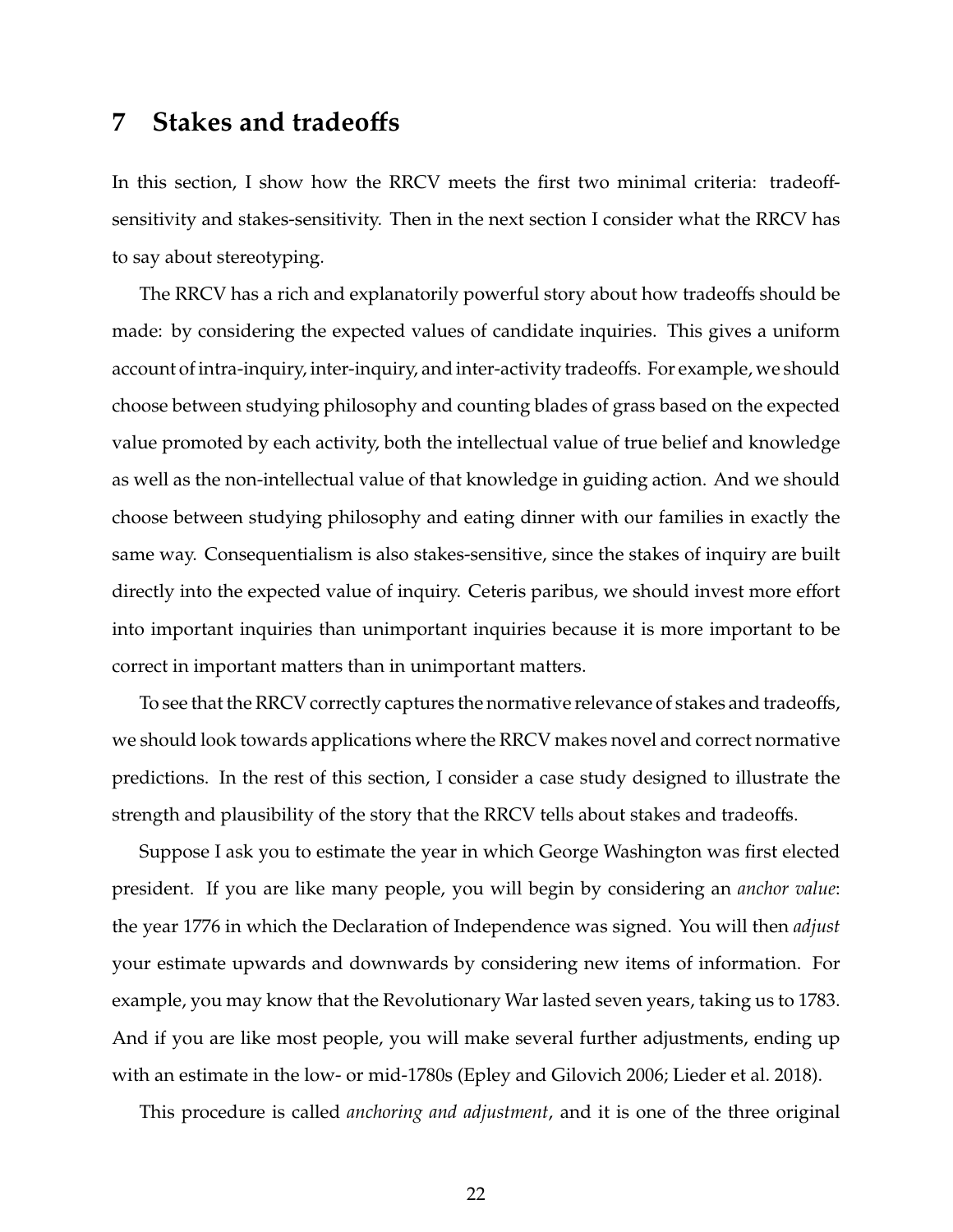## 7 Stakes and tradeoffs

In this section, I show how the RRCV meets the first two minimal criteria: tradeoff-sensitivity and stakes-sensitivity. Then in the next section I consider what the RRCV has to say about stereotyping.

The RRCV has a rich and explanatorily powerful story about how tradeoffs should be made: by considering the expected values of candidate inquiries. This gives a uniform account of intra-inquiry, inter-inquiry, and inter-activity tradeoffs. For example, we should choose between studying philosophy and counting blades of grass based on the expected value promoted by each activity, both the intellectual value of true belief and knowledge as well as the non-intellectual value of that knowledge in guiding action. And we should choose between studying philosophy and eating dinner with our families in exactly the same way. Consequentialism is also stakes-sensitive, since the stakes of inquiry are built directly into the expected value of inquiry. Ceteris paribus, we should invest more effort into important inquiries than unimportant inquiries because it is more important to be correct in important matters than in unimportant matters.

To see that the RRCV correctly captures the normative relevance of stakes and tradeoffs, we should look towards applications where the RRCV makes novel and correct normative predictions. In the rest of this section, I consider a case study designed to illustrate the strength and plausibility of the story that the RRCV tells about stakes and tradeoffs.

Suppose I ask you to estimate the year in which George Washington was first elected president. If you are like many people, you will begin by considering an *anchor value*: the year 1776 in which the Declaration of Independence was signed. You will then *adjust* your estimate upwards and downwards by considering new items of information. For example, you may know that the Revolutionary War lasted seven years, taking us to 1783. And if you are like most people, you will make several further adjustments, ending up with an estimate in the low- or mid-1780s (Epley and Gilovich 2006; Lieder et al. 2018).

This procedure is called *anchoring and adjustment*, and it is one of the three original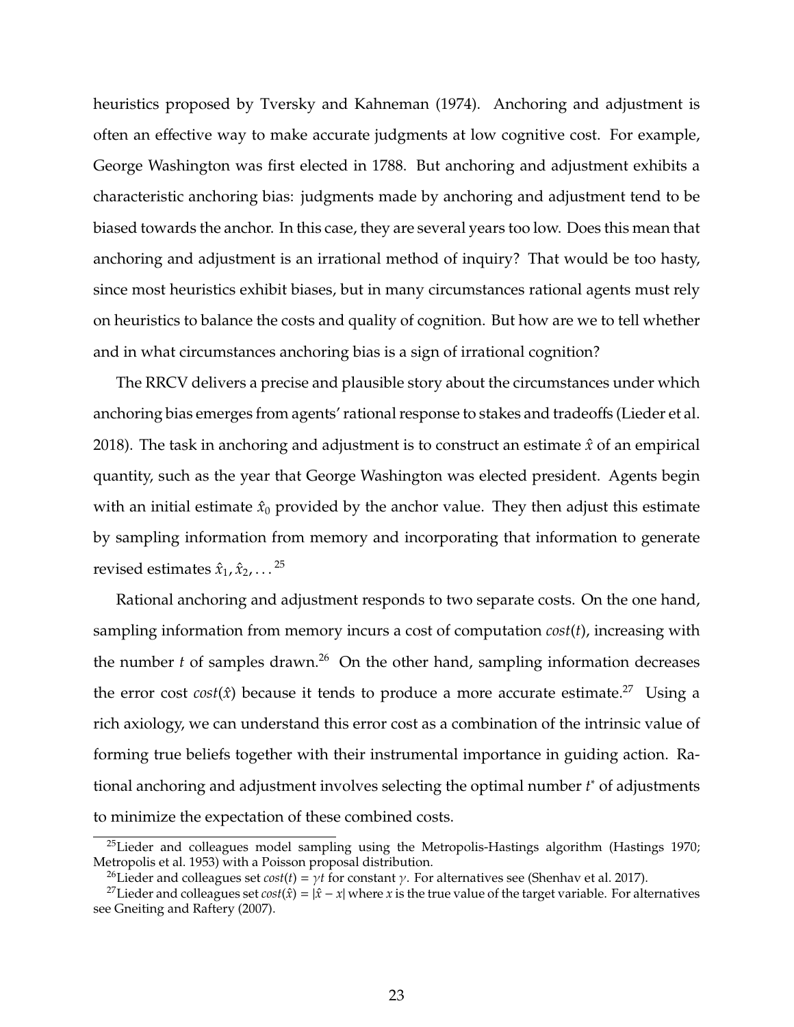heuristics proposed by Tversky and Kahneman (1974). Anchoring and adjustment is often an effective way to make accurate judgments at low cognitive cost. For example, George Washington was first elected in 1788. But anchoring and adjustment exhibits a characteristic anchoring bias: judgments made by anchoring and adjustment tend to be biased towards the anchor. In this case, they are several years too low. Does this mean that anchoring and adjustment is an irrational method of inquiry? That would be too hasty, since most heuristics exhibit biases, but in many circumstances rational agents must rely on heuristics to balance the costs and quality of cognition. But how are we to tell whether and in what circumstances anchoring bias is a sign of irrational cognition?

The RRCV delivers a precise and plausible story about the circumstances under which anchoring bias emerges from agents' rational response to stakes and tradeoffs (Lieder et al. 2018). The task in anchoring and adjustment is to construct an estimate $\hat{x}$ of an empirical quantity, such as the year that George Washington was elected president. Agents begin with an initial estimate $\hat{x}_0$ provided by the anchor value. They then adjust this estimate by sampling information from memory and incorporating that information to generate revised estimates $\hat{x}_1, \hat{x}_2, \ldots$[25]

Rational anchoring and adjustment responds to two separate costs. On the one hand, sampling information from memory incurs a cost of computation $cost(t)$, increasing with the number $t$ of samples drawn.[26] On the other hand, sampling information decreases the error cost $cost(\hat{x})$ because it tends to produce a more accurate estimate.[27] Using a rich axiology, we can understand this error cost as a combination of the intrinsic value of forming true beliefs together with their instrumental importance in guiding action. Rational anchoring and adjustment involves selecting the optimal number $t^*$ of adjustments to minimize the expectation of these combined costs.

[25] Lieder and colleagues model sampling using the Metropolis-Hastings algorithm (Hastings 1970; Metropolis et al. 1953) with a Poisson proposal distribution.

[26] Lieder and colleagues set $cost(t) = \gamma t$ for constant $\gamma$. For alternatives see (Shenhav et al. 2017).

[27] Lieder and colleagues set $cost(\hat{x}) = |\hat{x} - x|$ where $x$ is the true value of the target variable. For alternatives see Gneiting and Raftery (2007).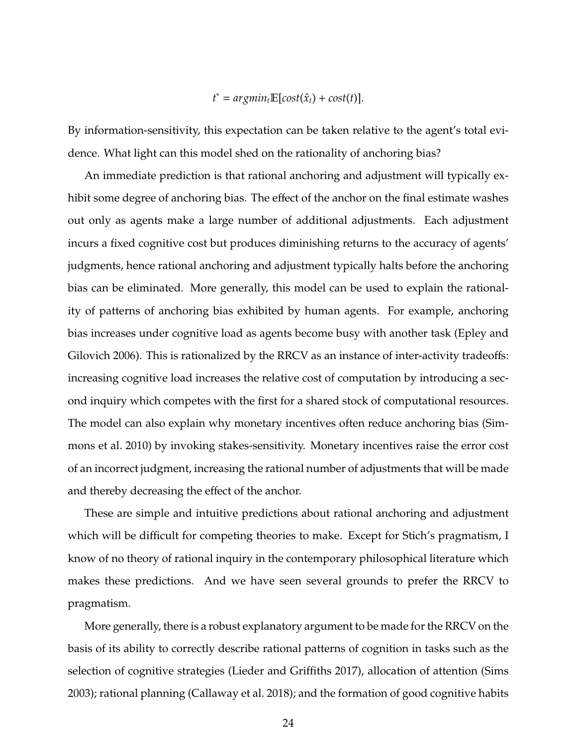$$t^* = argmin_t \mathbb{E}[cost(\hat{x}_t) + cost(t)].$$

By information-sensitivity, this expectation can be taken relative to the agent's total evidence. What light can this model shed on the rationality of anchoring bias?

An immediate prediction is that rational anchoring and adjustment will typically exhibit some degree of anchoring bias. The effect of the anchor on the final estimate washes out only as agents make a large number of additional adjustments. Each adjustment incurs a fixed cognitive cost but produces diminishing returns to the accuracy of agents' judgments, hence rational anchoring and adjustment typically halts before the anchoring bias can be eliminated. More generally, this model can be used to explain the rationality of patterns of anchoring bias exhibited by human agents. For example, anchoring bias increases under cognitive load as agents become busy with another task (Epley and Gilovich 2006). This is rationalized by the RRCV as an instance of inter-activity tradeoffs: increasing cognitive load increases the relative cost of computation by introducing a second inquiry which competes with the first for a shared stock of computational resources. The model can also explain why monetary incentives often reduce anchoring bias (Simmons et al. 2010) by invoking stakes-sensitivity. Monetary incentives raise the error cost of an incorrect judgment, increasing the rational number of adjustments that will be made and thereby decreasing the effect of the anchor.

These are simple and intuitive predictions about rational anchoring and adjustment which will be difficult for competing theories to make. Except for Stich's pragmatism, I know of no theory of rational inquiry in the contemporary philosophical literature which makes these predictions. And we have seen several grounds to prefer the RRCV to pragmatism.

More generally, there is a robust explanatory argument to be made for the RRCV on the basis of its ability to correctly describe rational patterns of cognition in tasks such as the selection of cognitive strategies (Lieder and Griffiths 2017), allocation of attention (Sims 2003); rational planning (Callaway et al. 2018); and the formation of good cognitive habits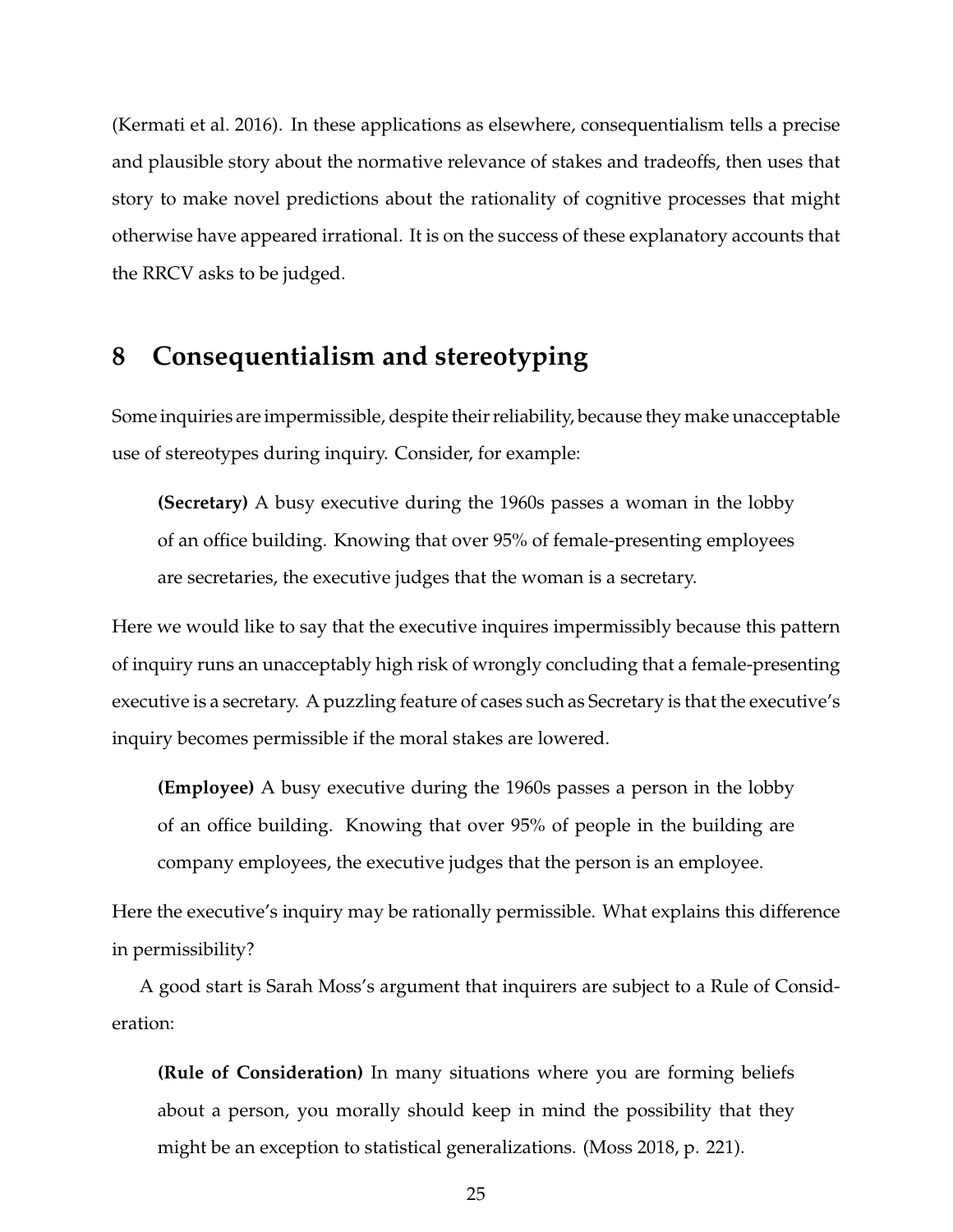(Kermati et al. 2016). In these applications as elsewhere, consequentialism tells a precise and plausible story about the normative relevance of stakes and tradeoffs, then uses that story to make novel predictions about the rationality of cognitive processes that might otherwise have appeared irrational. It is on the success of these explanatory accounts that the RRCV asks to be judged.

## 8 Consequentialism and stereotyping

Some inquiries are impermissible, despite their reliability, because they make unacceptable use of stereotypes during inquiry. Consider, for example:

> **(Secretary)** A busy executive during the 1960s passes a woman in the lobby of an office building. Knowing that over 95% of female-presenting employees are secretaries, the executive judges that the woman is a secretary.

Here we would like to say that the executive inquires impermissibly because this pattern of inquiry runs an unacceptably high risk of wrongly concluding that a female-presenting executive is a secretary. A puzzling feature of cases such as Secretary is that the executive's inquiry becomes permissible if the moral stakes are lowered.

> **(Employee)** A busy executive during the 1960s passes a person in the lobby of an office building. Knowing that over 95% of people in the building are company employees, the executive judges that the person is an employee.

Here the executive's inquiry may be rationally permissible. What explains this difference in permissibility?

A good start is Sarah Moss's argument that inquirers are subject to a Rule of Consideration:

> **(Rule of Consideration)** In many situations where you are forming beliefs about a person, you morally should keep in mind the possibility that they might be an exception to statistical generalizations. (Moss 2018, p. 221).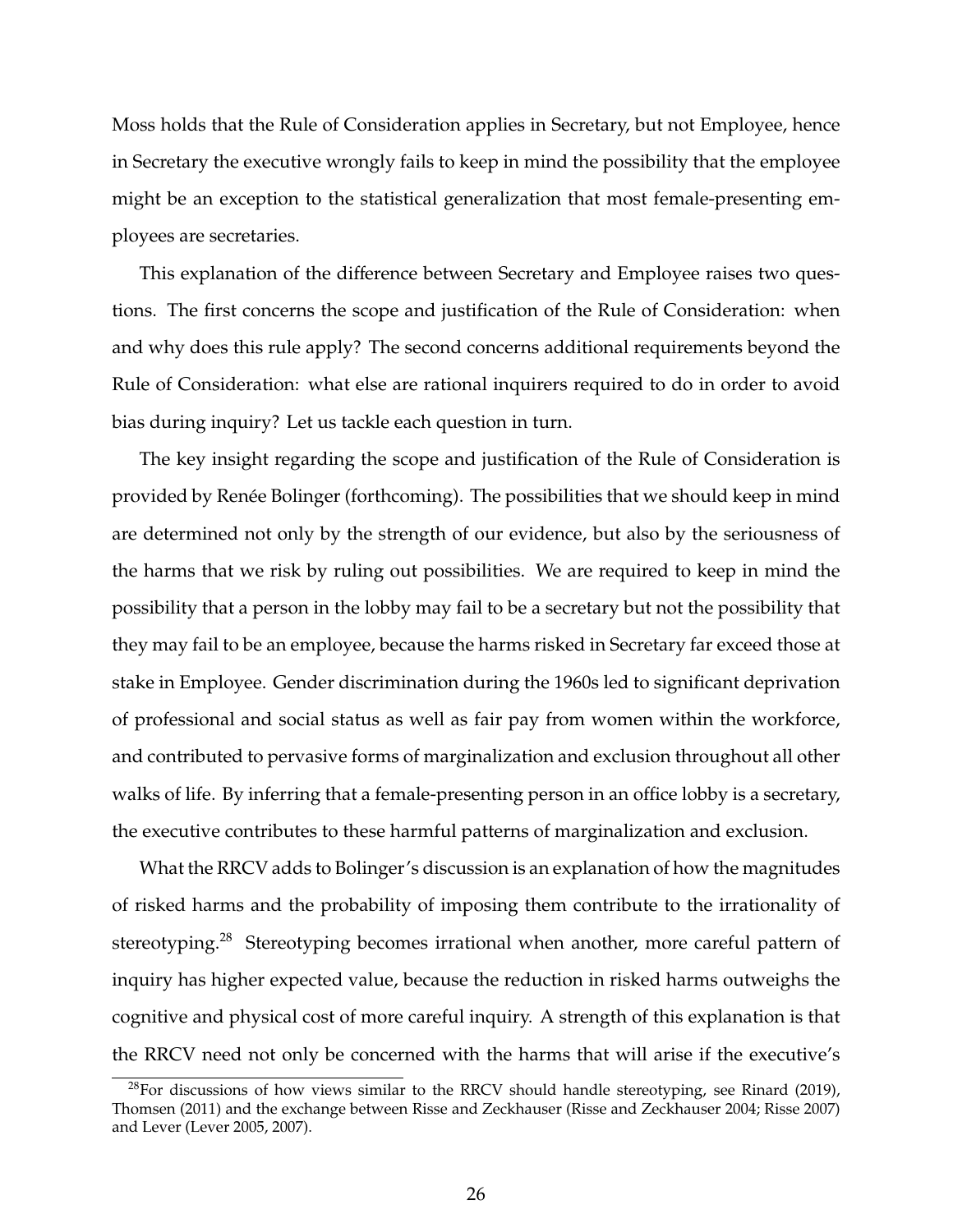Moss holds that the Rule of Consideration applies in Secretary, but not Employee, hence in Secretary the executive wrongly fails to keep in mind the possibility that the employee might be an exception to the statistical generalization that most female-presenting employees are secretaries.

This explanation of the difference between Secretary and Employee raises two questions. The first concerns the scope and justification of the Rule of Consideration: when and why does this rule apply? The second concerns additional requirements beyond the Rule of Consideration: what else are rational inquirers required to do in order to avoid bias during inquiry? Let us tackle each question in turn.

The key insight regarding the scope and justification of the Rule of Consideration is provided by Renée Bolinger (forthcoming). The possibilities that we should keep in mind are determined not only by the strength of our evidence, but also by the seriousness of the harms that we risk by ruling out possibilities. We are required to keep in mind the possibility that a person in the lobby may fail to be a secretary but not the possibility that they may fail to be an employee, because the harms risked in Secretary far exceed those at stake in Employee. Gender discrimination during the 1960s led to significant deprivation of professional and social status as well as fair pay from women within the workforce, and contributed to pervasive forms of marginalization and exclusion throughout all other walks of life. By inferring that a female-presenting person in an office lobby is a secretary, the executive contributes to these harmful patterns of marginalization and exclusion.

What the RRCV adds to Bolinger's discussion is an explanation of how the magnitudes of risked harms and the probability of imposing them contribute to the irrationality of stereotyping.[28] Stereotyping becomes irrational when another, more careful pattern of inquiry has higher expected value, because the reduction in risked harms outweighs the cognitive and physical cost of more careful inquiry. A strength of this explanation is that the RRCV need not only be concerned with the harms that will arise if the executive's

[28] For discussions of how views similar to the RRCV should handle stereotyping, see Rinard (2019), Thomsen (2011) and the exchange between Risse and Zeckhauser (Risse and Zeckhauser 2004; Risse 2007) and Lever (Lever 2005, 2007).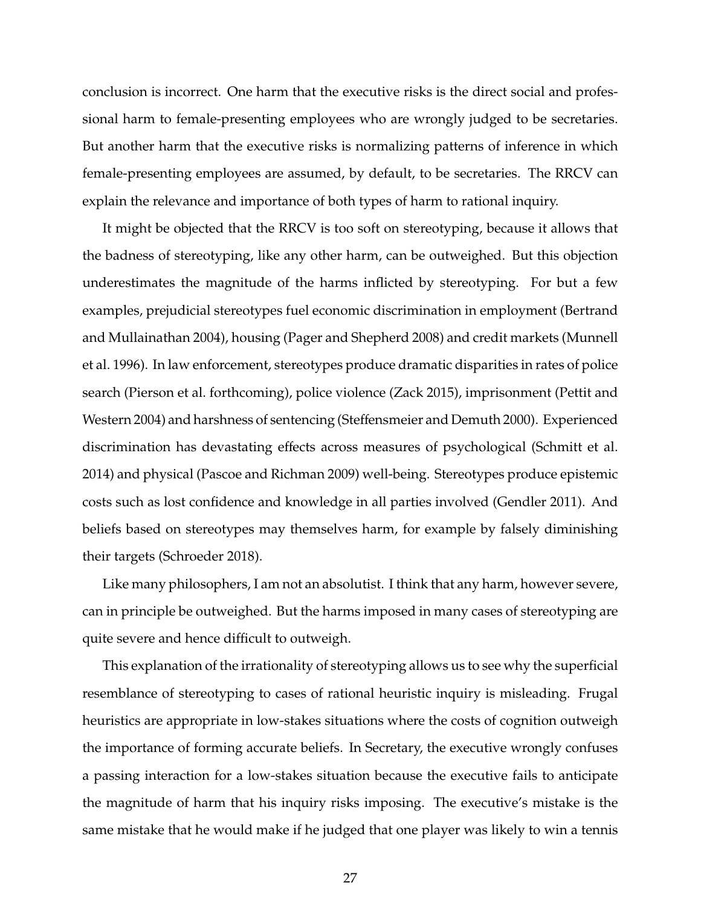conclusion is incorrect. One harm that the executive risks is the direct social and professional harm to female-presenting employees who are wrongly judged to be secretaries. But another harm that the executive risks is normalizing patterns of inference in which female-presenting employees are assumed, by default, to be secretaries. The RRCV can explain the relevance and importance of both types of harm to rational inquiry.

It might be objected that the RRCV is too soft on stereotyping, because it allows that the badness of stereotyping, like any other harm, can be outweighed. But this objection underestimates the magnitude of the harms inflicted by stereotyping. For but a few examples, prejudicial stereotypes fuel economic discrimination in employment (Bertrand and Mullainathan 2004), housing (Pager and Shepherd 2008) and credit markets (Munnell et al. 1996). In law enforcement, stereotypes produce dramatic disparities in rates of police search (Pierson et al. forthcoming), police violence (Zack 2015), imprisonment (Pettit and Western 2004) and harshness of sentencing (Steffensmeier and Demuth 2000). Experienced discrimination has devastating effects across measures of psychological (Schmitt et al. 2014) and physical (Pascoe and Richman 2009) well-being. Stereotypes produce epistemic costs such as lost confidence and knowledge in all parties involved (Gendler 2011). And beliefs based on stereotypes may themselves harm, for example by falsely diminishing their targets (Schroeder 2018).

Like many philosophers, I am not an absolutist. I think that any harm, however severe, can in principle be outweighed. But the harms imposed in many cases of stereotyping are quite severe and hence difficult to outweigh.

This explanation of the irrationality of stereotyping allows us to see why the superficial resemblance of stereotyping to cases of rational heuristic inquiry is misleading. Frugal heuristics are appropriate in low-stakes situations where the costs of cognition outweigh the importance of forming accurate beliefs. In Secretary, the executive wrongly confuses a passing interaction for a low-stakes situation because the executive fails to anticipate the magnitude of harm that his inquiry risks imposing. The executive's mistake is the same mistake that he would make if he judged that one player was likely to win a tennis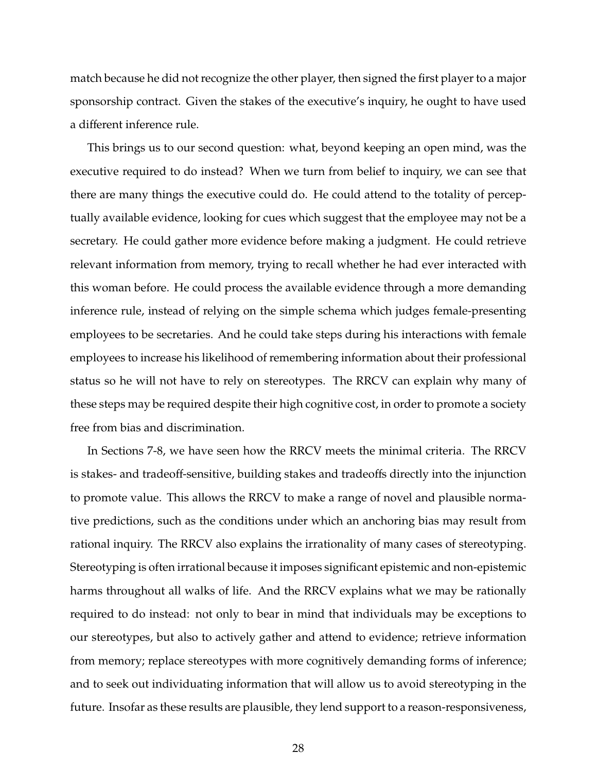match because he did not recognize the other player, then signed the first player to a major sponsorship contract. Given the stakes of the executive's inquiry, he ought to have used a different inference rule.

This brings us to our second question: what, beyond keeping an open mind, was the executive required to do instead? When we turn from belief to inquiry, we can see that there are many things the executive could do. He could attend to the totality of perceptually available evidence, looking for cues which suggest that the employee may not be a secretary. He could gather more evidence before making a judgment. He could retrieve relevant information from memory, trying to recall whether he had ever interacted with this woman before. He could process the available evidence through a more demanding inference rule, instead of relying on the simple schema which judges female-presenting employees to be secretaries. And he could take steps during his interactions with female employees to increase his likelihood of remembering information about their professional status so he will not have to rely on stereotypes. The RRCV can explain why many of these steps may be required despite their high cognitive cost, in order to promote a society free from bias and discrimination.

In Sections 7-8, we have seen how the RRCV meets the minimal criteria. The RRCV is stakes- and tradeoff-sensitive, building stakes and tradeoffs directly into the injunction to promote value. This allows the RRCV to make a range of novel and plausible normative predictions, such as the conditions under which an anchoring bias may result from rational inquiry. The RRCV also explains the irrationality of many cases of stereotyping. Stereotyping is often irrational because it imposes significant epistemic and non-epistemic harms throughout all walks of life. And the RRCV explains what we may be rationally required to do instead: not only to bear in mind that individuals may be exceptions to our stereotypes, but also to actively gather and attend to evidence; retrieve information from memory; replace stereotypes with more cognitively demanding forms of inference; and to seek out individuating information that will allow us to avoid stereotyping in the future. Insofar as these results are plausible, they lend support to a reason-responsiveness,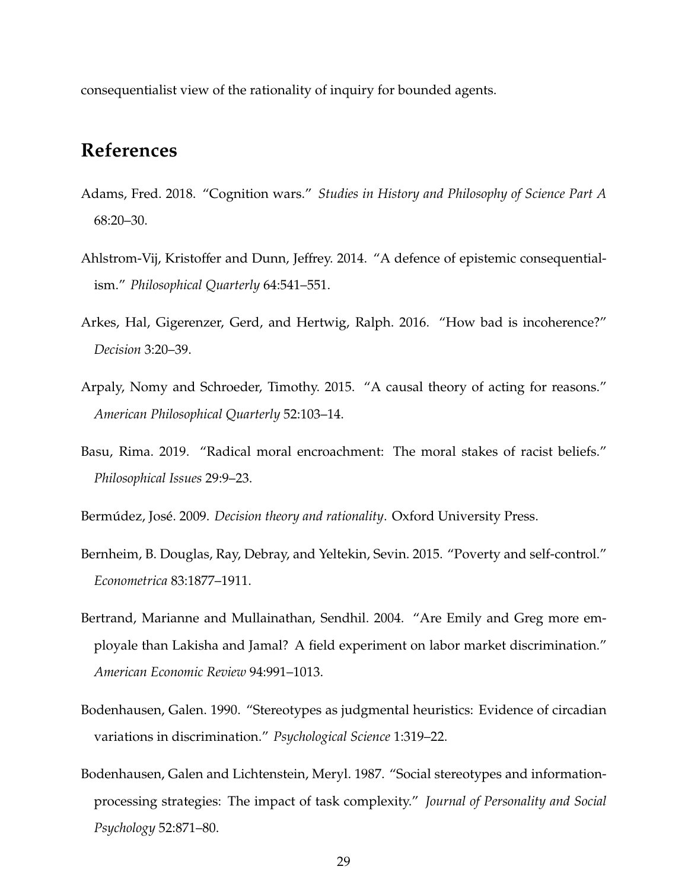consequentialist view of the rationality of inquiry for bounded agents.

## References

Adams, Fred. 2018. "Cognition wars." *Studies in History and Philosophy of Science Part A* 68:20–30.

Ahlstrom-Vij, Kristoffer and Dunn, Jeffrey. 2014. "A defence of epistemic consequentialism." *Philosophical Quarterly* 64:541–551.

Arkes, Hal, Gigerenzer, Gerd, and Hertwig, Ralph. 2016. "How bad is incoherence?" *Decision* 3:20–39.

Arpaly, Nomy and Schroeder, Timothy. 2015. "A causal theory of acting for reasons." *American Philosophical Quarterly* 52:103–14.

Basu, Rima. 2019. "Radical moral encroachment: The moral stakes of racist beliefs." *Philosophical Issues* 29:9–23.

Bermúdez, José. 2009. *Decision theory and rationality*. Oxford University Press.

Bernheim, B. Douglas, Ray, Debray, and Yeltekin, Sevin. 2015. "Poverty and self-control." *Econometrica* 83:1877–1911.

Bertrand, Marianne and Mullainathan, Sendhil. 2004. "Are Emily and Greg more employale than Lakisha and Jamal? A field experiment on labor market discrimination." *American Economic Review* 94:991–1013.

Bodenhausen, Galen. 1990. "Stereotypes as judgmental heuristics: Evidence of circadian variations in discrimination." *Psychological Science* 1:319–22.

Bodenhausen, Galen and Lichtenstein, Meryl. 1987. "Social stereotypes and information-processing strategies: The impact of task complexity." *Journal of Personality and Social Psychology* 52:871–80.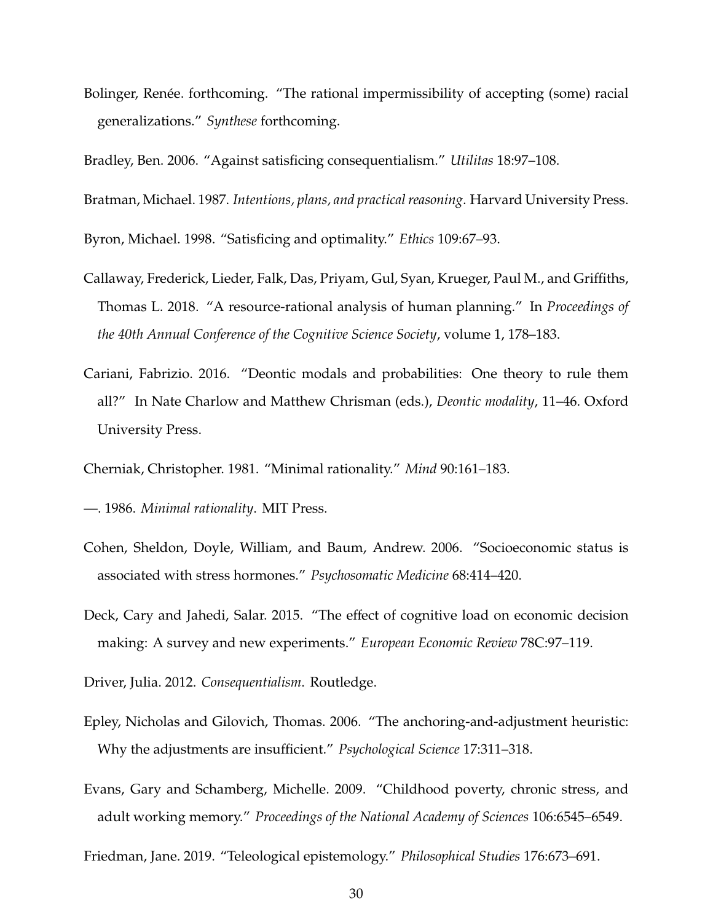Bolinger, Renée. forthcoming. "The rational impermissibility of accepting (some) racial generalizations." *Synthese* forthcoming.

Bradley, Ben. 2006. "Against satisficing consequentialism." *Utilitas* 18:97–108.

Bratman, Michael. 1987. *Intentions, plans, and practical reasoning*. Harvard University Press.

Byron, Michael. 1998. "Satisficing and optimality." *Ethics* 109:67–93.

Callaway, Frederick, Lieder, Falk, Das, Priyam, Gul, Syan, Krueger, Paul M., and Griffiths, Thomas L. 2018. "A resource-rational analysis of human planning." In *Proceedings of the 40th Annual Conference of the Cognitive Science Society*, volume 1, 178–183.

Cariani, Fabrizio. 2016. "Deontic modals and probabilities: One theory to rule them all?" In Nate Charlow and Matthew Chrisman (eds.), *Deontic modality*, 11–46. Oxford University Press.

Cherniak, Christopher. 1981. "Minimal rationality." *Mind* 90:161–183.

—. 1986. *Minimal rationality*. MIT Press.

Cohen, Sheldon, Doyle, William, and Baum, Andrew. 2006. "Socioeconomic status is associated with stress hormones." *Psychosomatic Medicine* 68:414–420.

Deck, Cary and Jahedi, Salar. 2015. "The effect of cognitive load on economic decision making: A survey and new experiments." *European Economic Review* 78C:97–119.

Driver, Julia. 2012. *Consequentialism*. Routledge.

Epley, Nicholas and Gilovich, Thomas. 2006. "The anchoring-and-adjustment heuristic: Why the adjustments are insufficient." *Psychological Science* 17:311–318.

Evans, Gary and Schamberg, Michelle. 2009. "Childhood poverty, chronic stress, and adult working memory." *Proceedings of the National Academy of Sciences* 106:6545–6549.

Friedman, Jane. 2019. "Teleological epistemology." *Philosophical Studies* 176:673–691.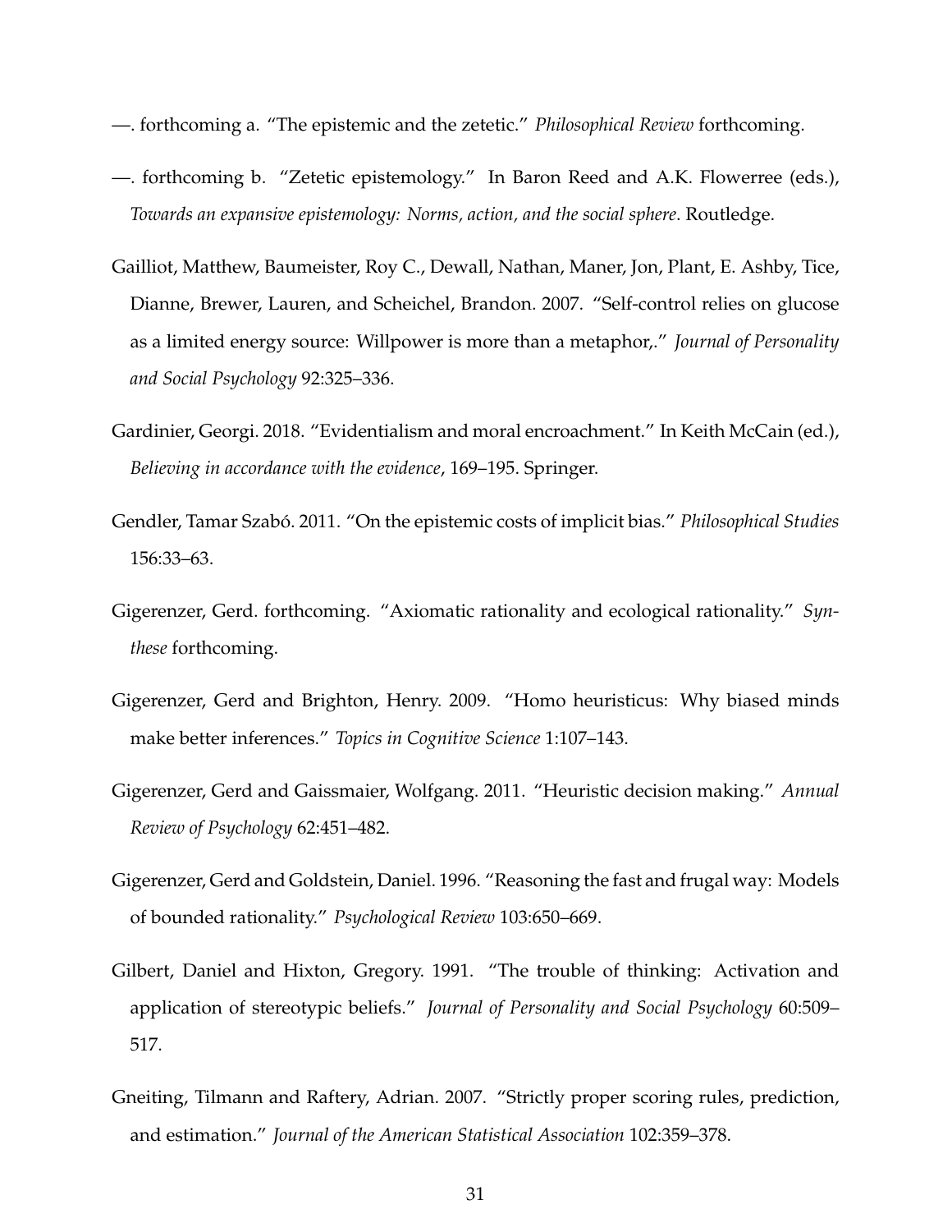—. forthcoming a. “The epistemic and the zetetic.” *Philosophical Review* forthcoming.

—. forthcoming b. “Zetetic epistemology.” In Baron Reed and A.K. Flowerree (eds.), *Towards an expansive epistemology: Norms, action, and the social sphere*. Routledge.

Gailliot, Matthew, Baumeister, Roy C., Dewall, Nathan, Maner, Jon, Plant, E. Ashby, Tice, Dianne, Brewer, Lauren, and Scheichel, Brandon. 2007. “Self-control relies on glucose as a limited energy source: Willpower is more than a metaphor,.” *Journal of Personality and Social Psychology* 92:325–336.

Gardinier, Georgi. 2018. “Evidentialism and moral encroachment.” In Keith McCain (ed.), *Believing in accordance with the evidence*, 169–195. Springer.

Gendler, Tamar Szabó. 2011. “On the epistemic costs of implicit bias.” *Philosophical Studies* 156:33–63.

Gigerenzer, Gerd. forthcoming. “Axiomatic rationality and ecological rationality.” *Synthese* forthcoming.

Gigerenzer, Gerd and Brighton, Henry. 2009. “Homo heuristicus: Why biased minds make better inferences.” *Topics in Cognitive Science* 1:107–143.

Gigerenzer, Gerd and Gaissmaier, Wolfgang. 2011. “Heuristic decision making.” *Annual Review of Psychology* 62:451–482.

Gigerenzer, Gerd and Goldstein, Daniel. 1996. “Reasoning the fast and frugal way: Models of bounded rationality.” *Psychological Review* 103:650–669.

Gilbert, Daniel and Hixton, Gregory. 1991. “The trouble of thinking: Activation and application of stereotypic beliefs.” *Journal of Personality and Social Psychology* 60:509–517.

Gneiting, Tilmann and Raftery, Adrian. 2007. “Strictly proper scoring rules, prediction, and estimation.” *Journal of the American Statistical Association* 102:359–378.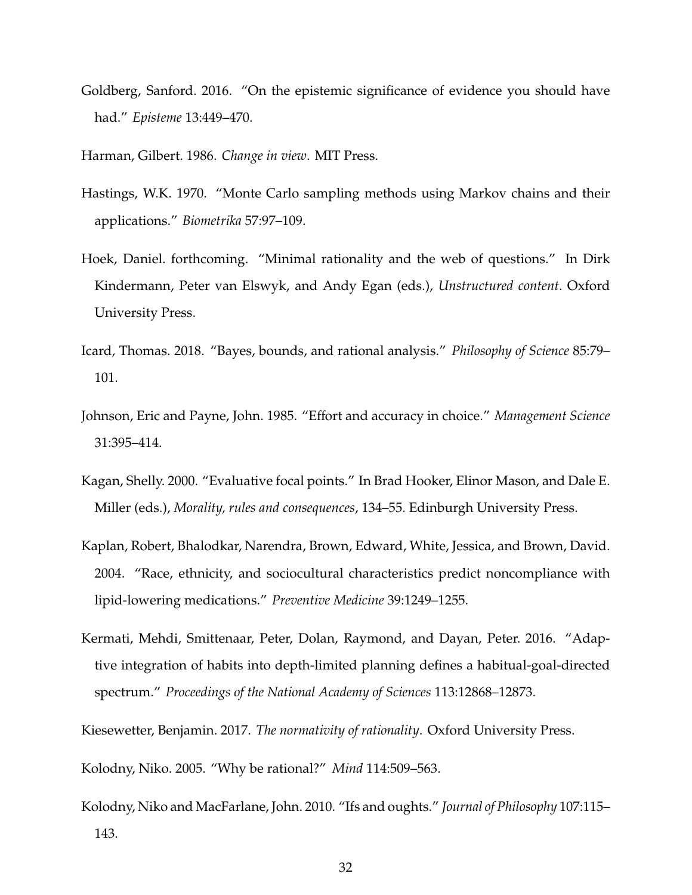Goldberg, Sanford. 2016. "On the epistemic significance of evidence you should have had." *Episteme* 13:449–470.

Harman, Gilbert. 1986. *Change in view*. MIT Press.

Hastings, W.K. 1970. "Monte Carlo sampling methods using Markov chains and their applications." *Biometrika* 57:97–109.

Hoek, Daniel. forthcoming. "Minimal rationality and the web of questions." In Dirk Kindermann, Peter van Elswyk, and Andy Egan (eds.), *Unstructured content*. Oxford University Press.

Icard, Thomas. 2018. "Bayes, bounds, and rational analysis." *Philosophy of Science* 85:79–101.

Johnson, Eric and Payne, John. 1985. "Effort and accuracy in choice." *Management Science* 31:395–414.

Kagan, Shelly. 2000. "Evaluative focal points." In Brad Hooker, Elinor Mason, and Dale E. Miller (eds.), *Morality, rules and consequences*, 134–55. Edinburgh University Press.

Kaplan, Robert, Bhalodkar, Narendra, Brown, Edward, White, Jessica, and Brown, David. 2004. "Race, ethnicity, and sociocultural characteristics predict noncompliance with lipid-lowering medications." *Preventive Medicine* 39:1249–1255.

Kermati, Mehdi, Smittenaar, Peter, Dolan, Raymond, and Dayan, Peter. 2016. "Adaptive integration of habits into depth-limited planning defines a habitual-goal-directed spectrum." *Proceedings of the National Academy of Sciences* 113:12868–12873.

Kiesewetter, Benjamin. 2017. *The normativity of rationality*. Oxford University Press.

Kolodny, Niko. 2005. "Why be rational?" *Mind* 114:509–563.

Kolodny, Niko and MacFarlane, John. 2010. "Ifs and oughts." *Journal of Philosophy* 107:115–143.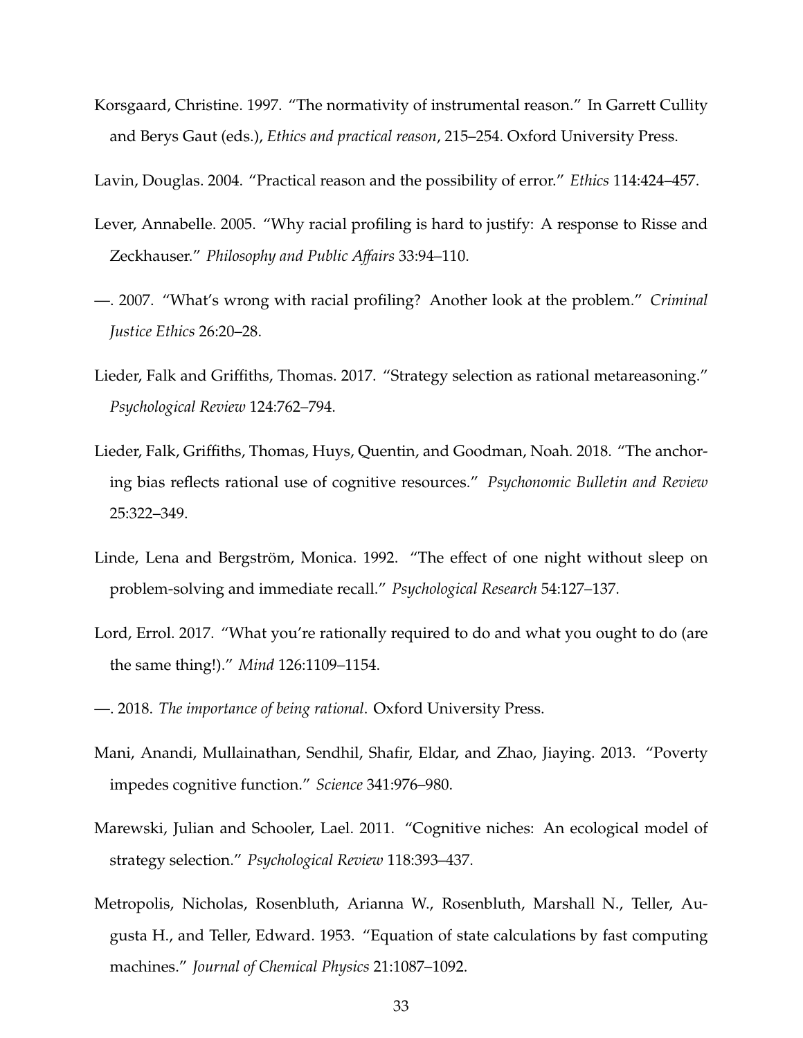Korsgaard, Christine. 1997. "The normativity of instrumental reason." In Garrett Cullity and Berys Gaut (eds.), *Ethics and practical reason*, 215–254. Oxford University Press.

Lavin, Douglas. 2004. "Practical reason and the possibility of error." *Ethics* 114:424–457.

Lever, Annabelle. 2005. "Why racial profiling is hard to justify: A response to Risse and Zeckhauser." *Philosophy and Public Affairs* 33:94–110.

—. 2007. "What's wrong with racial profiling? Another look at the problem." *Criminal Justice Ethics* 26:20–28.

Lieder, Falk and Griffiths, Thomas. 2017. "Strategy selection as rational metareasoning." *Psychological Review* 124:762–794.

Lieder, Falk, Griffiths, Thomas, Huys, Quentin, and Goodman, Noah. 2018. "The anchoring bias reflects rational use of cognitive resources." *Psychonomic Bulletin and Review* 25:322–349.

Linde, Lena and Bergström, Monica. 1992. "The effect of one night without sleep on problem-solving and immediate recall." *Psychological Research* 54:127–137.

Lord, Errol. 2017. "What you're rationally required to do and what you ought to do (are the same thing!)." *Mind* 126:1109–1154.

—. 2018. *The importance of being rational*. Oxford University Press.

Mani, Anandi, Mullainathan, Sendhil, Shafir, Eldar, and Zhao, Jiaying. 2013. "Poverty impedes cognitive function." *Science* 341:976–980.

Marewski, Julian and Schooler, Lael. 2011. "Cognitive niches: An ecological model of strategy selection." *Psychological Review* 118:393–437.

Metropolis, Nicholas, Rosenbluth, Arianna W., Rosenbluth, Marshall N., Teller, Augusta H., and Teller, Edward. 1953. "Equation of state calculations by fast computing machines." *Journal of Chemical Physics* 21:1087–1092.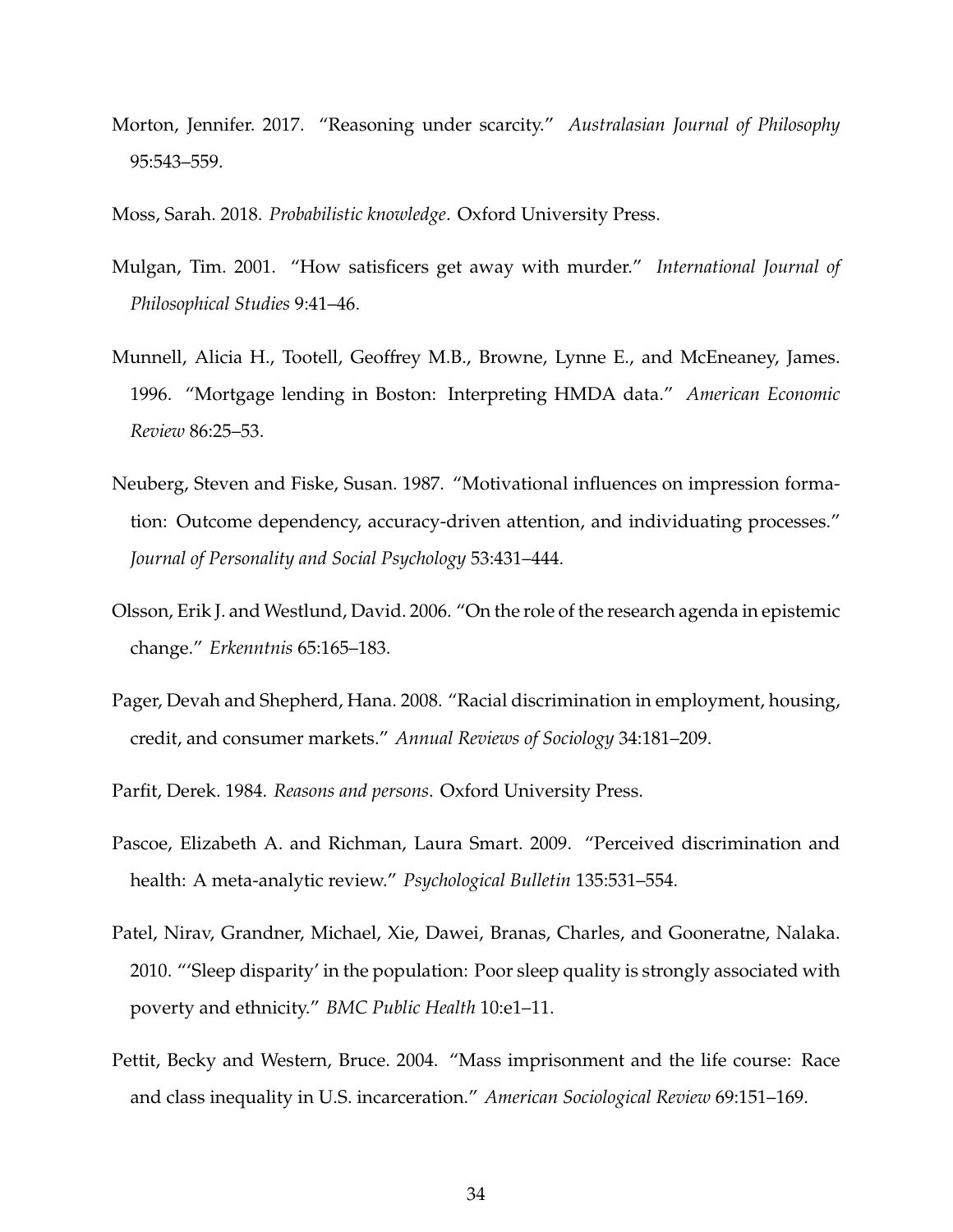Morton, Jennifer. 2017. "Reasoning under scarcity." *Australasian Journal of Philosophy* 95:543–559.

Moss, Sarah. 2018. *Probabilistic knowledge*. Oxford University Press.

Mulgan, Tim. 2001. "How satisficers get away with murder." *International Journal of Philosophical Studies* 9:41–46.

Munnell, Alicia H., Tootell, Geoffrey M.B., Browne, Lynne E., and McEneaney, James. 1996. "Mortgage lending in Boston: Interpreting HMDA data." *American Economic Review* 86:25–53.

Neuberg, Steven and Fiske, Susan. 1987. "Motivational influences on impression formation: Outcome dependency, accuracy-driven attention, and individuating processes." *Journal of Personality and Social Psychology* 53:431–444.

Olsson, Erik J. and Westlund, David. 2006. "On the role of the research agenda in epistemic change." *Erkenntnis* 65:165–183.

Pager, Devah and Shepherd, Hana. 2008. "Racial discrimination in employment, housing, credit, and consumer markets." *Annual Reviews of Sociology* 34:181–209.

Parfit, Derek. 1984. *Reasons and persons*. Oxford University Press.

Pascoe, Elizabeth A. and Richman, Laura Smart. 2009. "Perceived discrimination and health: A meta-analytic review." *Psychological Bulletin* 135:531–554.

Patel, Nirav, Grandner, Michael, Xie, Dawei, Branas, Charles, and Gooneratne, Nalaka. 2010. "'Sleep disparity' in the population: Poor sleep quality is strongly associated with poverty and ethnicity." *BMC Public Health* 10:e1–11.

Pettit, Becky and Western, Bruce. 2004. "Mass imprisonment and the life course: Race and class inequality in U.S. incarceration." *American Sociological Review* 69:151–169.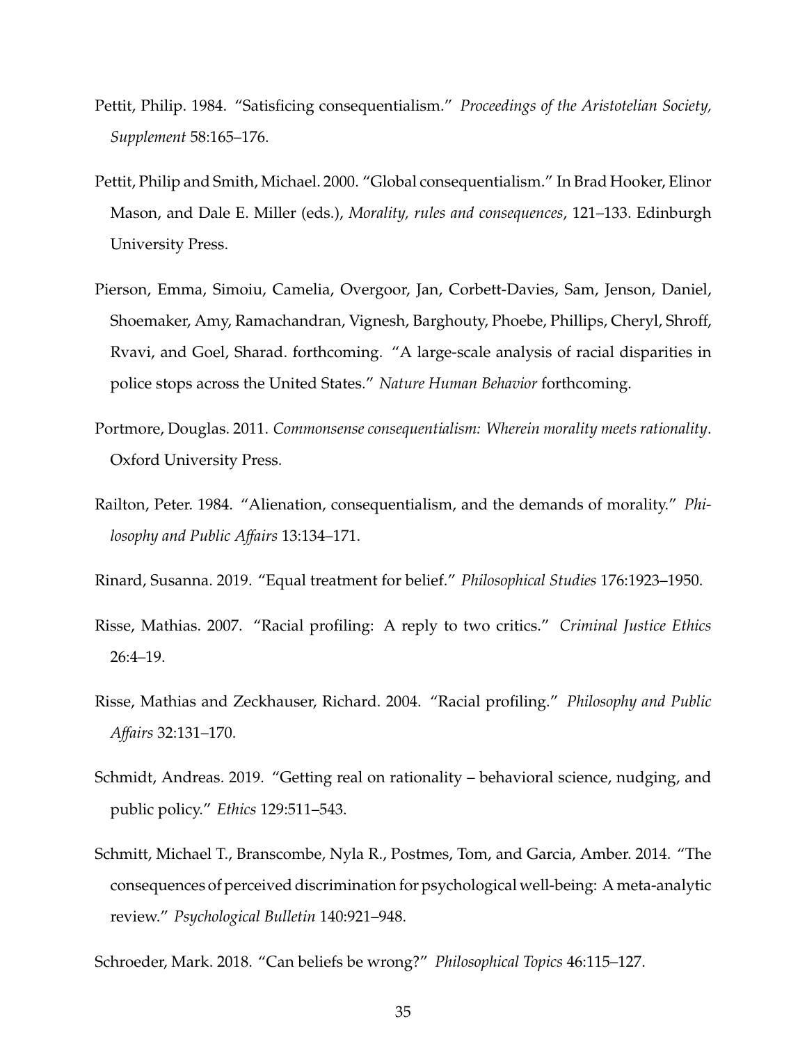Pettit, Philip. 1984. "Satisficing consequentialism." *Proceedings of the Aristotelian Society, Supplement* 58:165–176.

Pettit, Philip and Smith, Michael. 2000. "Global consequentialism." In Brad Hooker, Elinor Mason, and Dale E. Miller (eds.), *Morality, rules and consequences*, 121–133. Edinburgh University Press.

Pierson, Emma, Simoiu, Camelia, Overgoor, Jan, Corbett-Davies, Sam, Jenson, Daniel, Shoemaker, Amy, Ramachandran, Vignesh, Barghouty, Phoebe, Phillips, Cheryl, Shroff, Rvavi, and Goel, Sharad. forthcoming. "A large-scale analysis of racial disparities in police stops across the United States." *Nature Human Behavior* forthcoming.

Portmore, Douglas. 2011. *Commonsense consequentialism: Wherein morality meets rationality*. Oxford University Press.

Railton, Peter. 1984. "Alienation, consequentialism, and the demands of morality." *Philosophy and Public Affairs* 13:134–171.

Rinard, Susanna. 2019. "Equal treatment for belief." *Philosophical Studies* 176:1923–1950.

Risse, Mathias. 2007. "Racial profiling: A reply to two critics." *Criminal Justice Ethics* 26:4–19.

Risse, Mathias and Zeckhauser, Richard. 2004. "Racial profiling." *Philosophy and Public Affairs* 32:131–170.

Schmidt, Andreas. 2019. "Getting real on rationality – behavioral science, nudging, and public policy." *Ethics* 129:511–543.

Schmitt, Michael T., Branscombe, Nyla R., Postmes, Tom, and Garcia, Amber. 2014. "The consequences of perceived discrimination for psychological well-being: A meta-analytic review." *Psychological Bulletin* 140:921–948.

Schroeder, Mark. 2018. "Can beliefs be wrong?" *Philosophical Topics* 46:115–127.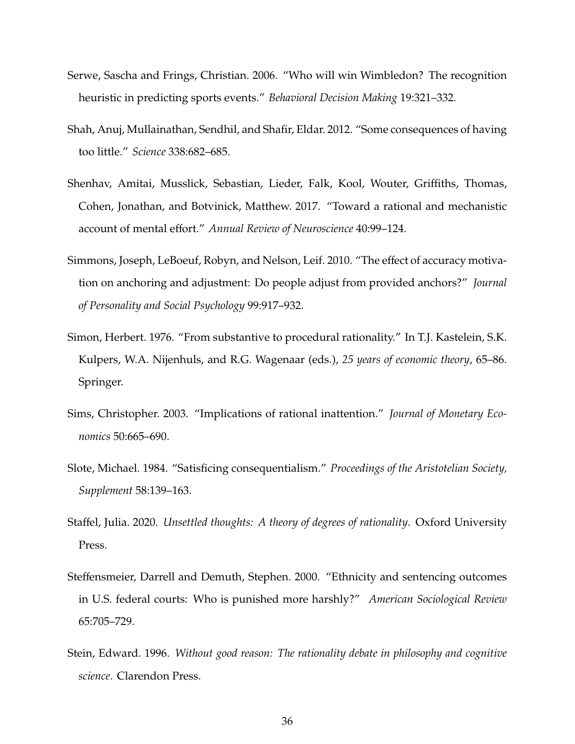Serwe, Sascha and Frings, Christian. 2006. "Who will win Wimbledon? The recognition heuristic in predicting sports events." *Behavioral Decision Making* 19:321–332.

Shah, Anuj, Mullainathan, Sendhil, and Shafir, Eldar. 2012. "Some consequences of having too little." *Science* 338:682–685.

Shenhav, Amitai, Musslick, Sebastian, Lieder, Falk, Kool, Wouter, Griffiths, Thomas, Cohen, Jonathan, and Botvinick, Matthew. 2017. "Toward a rational and mechanistic account of mental effort." *Annual Review of Neuroscience* 40:99–124.

Simmons, Joseph, LeBoeuf, Robyn, and Nelson, Leif. 2010. "The effect of accuracy motivation on anchoring and adjustment: Do people adjust from provided anchors?" *Journal of Personality and Social Psychology* 99:917–932.

Simon, Herbert. 1976. "From substantive to procedural rationality." In T.J. Kastelein, S.K. Kulpers, W.A. Nijenhuls, and R.G. Wagenaar (eds.), *25 years of economic theory*, 65–86. Springer.

Sims, Christopher. 2003. "Implications of rational inattention." *Journal of Monetary Economics* 50:665–690.

Slote, Michael. 1984. "Satisficing consequentialism." *Proceedings of the Aristotelian Society, Supplement* 58:139–163.

Staffel, Julia. 2020. *Unsettled thoughts: A theory of degrees of rationality*. Oxford University Press.

Steffensmeier, Darrell and Demuth, Stephen. 2000. "Ethnicity and sentencing outcomes in U.S. federal courts: Who is punished more harshly?" *American Sociological Review* 65:705–729.

Stein, Edward. 1996. *Without good reason: The rationality debate in philosophy and cognitive science*. Clarendon Press.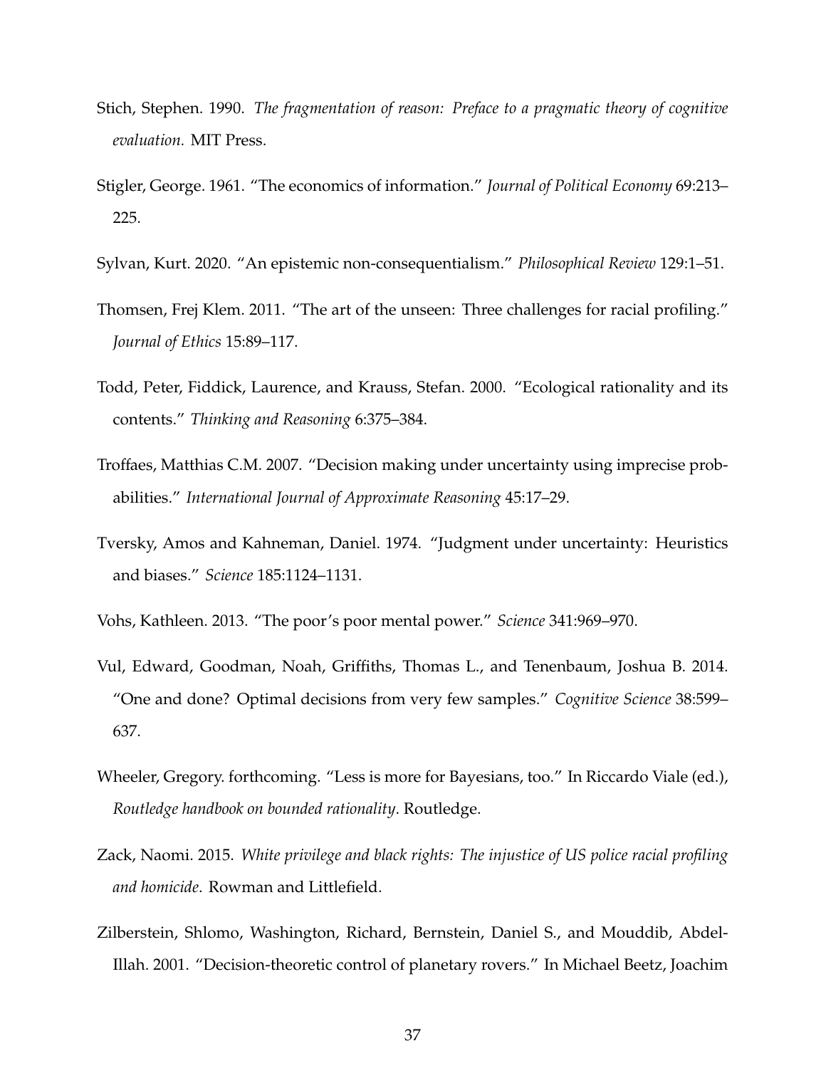Stich, Stephen. 1990. *The fragmentation of reason: Preface to a pragmatic theory of cognitive evaluation.* MIT Press.

Stigler, George. 1961. "The economics of information." *Journal of Political Economy* 69:213–225.

Sylvan, Kurt. 2020. "An epistemic non-consequentialism." *Philosophical Review* 129:1–51.

Thomsen, Frej Klem. 2011. "The art of the unseen: Three challenges for racial profiling." *Journal of Ethics* 15:89–117.

Todd, Peter, Fiddick, Laurence, and Krauss, Stefan. 2000. "Ecological rationality and its contents." *Thinking and Reasoning* 6:375–384.

Troffaes, Matthias C.M. 2007. "Decision making under uncertainty using imprecise probabilities." *International Journal of Approximate Reasoning* 45:17–29.

Tversky, Amos and Kahneman, Daniel. 1974. "Judgment under uncertainty: Heuristics and biases." *Science* 185:1124–1131.

Vohs, Kathleen. 2013. "The poor's poor mental power." *Science* 341:969–970.

Vul, Edward, Goodman, Noah, Griffiths, Thomas L., and Tenenbaum, Joshua B. 2014. "One and done? Optimal decisions from very few samples." *Cognitive Science* 38:599–637.

Wheeler, Gregory. forthcoming. "Less is more for Bayesians, too." In Riccardo Viale (ed.), *Routledge handbook on bounded rationality*. Routledge.

Zack, Naomi. 2015. *White privilege and black rights: The injustice of US police racial profiling and homicide*. Rowman and Littlefield.

Zilberstein, Shlomo, Washington, Richard, Bernstein, Daniel S., and Mouddib, Abdel-Illah. 2001. "Decision-theoretic control of planetary rovers." In Michael Beetz, Joachim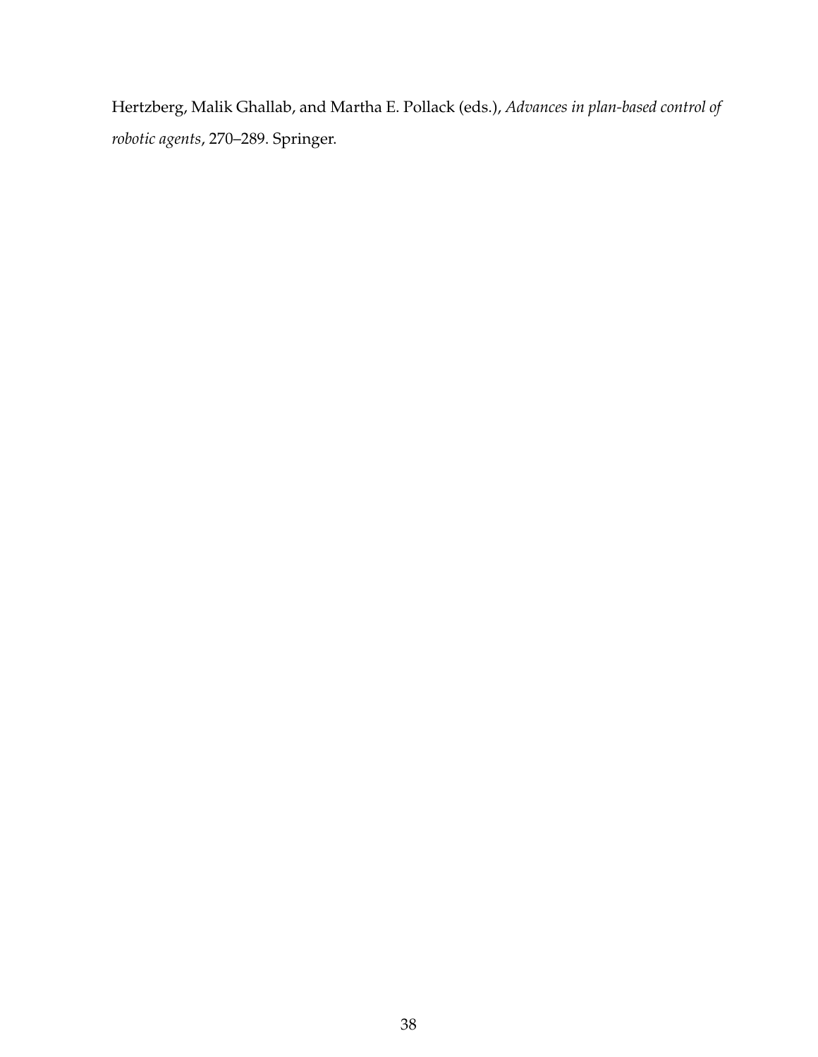Hertzberg, Malik Ghallab, and Martha E. Pollack (eds.), *Advances in plan-based control of robotic agents*, 270–289. Springer.